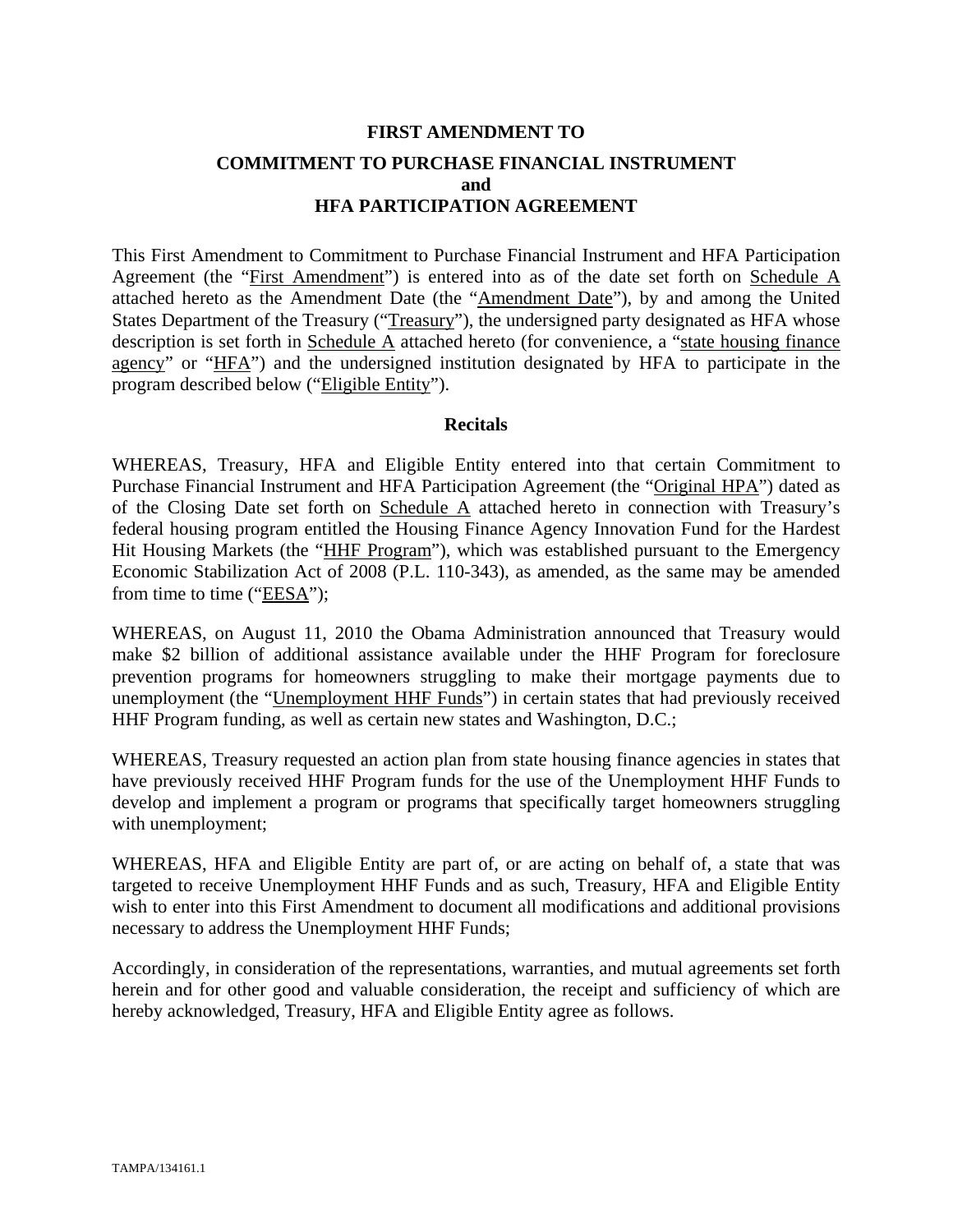# FIRST AMENDMENT TO

# COMMITMENT TO PURCHASE FINANCIAL INSTRUMENT and HFA PARTICIPATION AGREEMENT

This First Amendment to Commitment to Purchase Financial Instrument and HFA Participation Agreement (the "First Amendment") is entered into as of the date set forth on Schedule A attached hereto as the Amendment Date (the "Amendment Date"), by and among the United States Department of the Treasury ("Treasury"), the undersigned party designated as HFA whose description is set forth in Schedule A attached hereto (for convenience, a "state housing finance agency" or "HFA") and the undersigned institution designated by HFA to participate in the program described below ("Eligible Entity").

## Recitals

WHEREAS, Treasury, HFA and Eligible Entity entered into that certain Commitment to Purchase Financial Instrument and HFA Participation Agreement (the "Original HPA") dated as of the Closing Date set forth on Schedule A attached hereto in connection with Treasury's federal housing program entitled the Housing Finance Agency Innovation Fund for the Hardest Hit Housing Markets (the "HHF Program"), which was established pursuant to the Emergency Economic Stabilization Act of 2008 (P.L. 110-343), as amended, as the same may be amended from time to time ("EESA");

WHEREAS, on August 11, 2010 the Obama Administration announced that Treasury would make $2 billion of additional assistance available under the HHF Program for foreclosure prevention programs for homeowners struggling to make their mortgage payments due to unemployment (the "Unemployment HHF Funds") in certain states that had previously received HHF Program funding, as well as certain new states and Washington, D.C.;

WHEREAS, Treasury requested an action plan from state housing finance agencies in states that have previously received HHF Program funds for the use of the Unemployment HHF Funds to develop and implement a program or programs that specifically target homeowners struggling with unemployment;

WHEREAS, HFA and Eligible Entity are part of, or are acting on behalf of, a state that was targeted to receive Unemployment HHF Funds and as such, Treasury, HFA and Eligible Entity wish to enter into this First Amendment to document all modifications and additional provisions necessary to address the Unemployment HHF Funds;

Accordingly, in consideration of the representations, warranties, and mutual agreements set forth herein and for other good and valuable consideration, the receipt and sufficiency of which are hereby acknowledged, Treasury, HFA and Eligible Entity agree as follows.

TAMPA/134161.1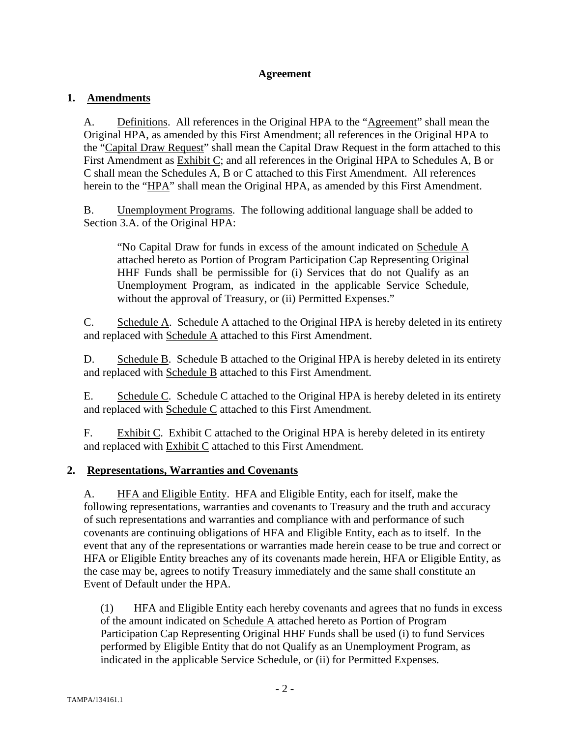# Agreement

## 1. Amendments

A. Definitions. All references in the Original HPA to the "Agreement" shall mean the Original HPA, as amended by this First Amendment; all references in the Original HPA to the "Capital Draw Request" shall mean the Capital Draw Request in the form attached to this First Amendment as Exhibit C; and all references in the Original HPA to Schedules A, B or C shall mean the Schedules A, B or C attached to this First Amendment. All references herein to the "HPA" shall mean the Original HPA, as amended by this First Amendment.

B. Unemployment Programs. The following additional language shall be added to Section 3.A. of the Original HPA:

> "No Capital Draw for funds in excess of the amount indicated on Schedule A attached hereto as Portion of Program Participation Cap Representing Original HHF Funds shall be permissible for (i) Services that do not Qualify as an Unemployment Program, as indicated in the applicable Service Schedule, without the approval of Treasury, or (ii) Permitted Expenses."

C. Schedule A. Schedule A attached to the Original HPA is hereby deleted in its entirety and replaced with Schedule A attached to this First Amendment.

D. Schedule B. Schedule B attached to the Original HPA is hereby deleted in its entirety and replaced with Schedule B attached to this First Amendment.

E. Schedule C. Schedule C attached to the Original HPA is hereby deleted in its entirety and replaced with Schedule C attached to this First Amendment.

F. Exhibit C. Exhibit C attached to the Original HPA is hereby deleted in its entirety and replaced with Exhibit C attached to this First Amendment.

## 2. Representations, Warranties and Covenants

A. HFA and Eligible Entity. HFA and Eligible Entity, each for itself, make the following representations, warranties and covenants to Treasury and the truth and accuracy of such representations and warranties and compliance with and performance of such covenants are continuing obligations of HFA and Eligible Entity, each as to itself. In the event that any of the representations or warranties made herein cease to be true and correct or HFA or Eligible Entity breaches any of its covenants made herein, HFA or Eligible Entity, as the case may be, agrees to notify Treasury immediately and the same shall constitute an Event of Default under the HPA.

(1) HFA and Eligible Entity each hereby covenants and agrees that no funds in excess of the amount indicated on Schedule A attached hereto as Portion of Program Participation Cap Representing Original HHF Funds shall be used (i) to fund Services performed by Eligible Entity that do not Qualify as an Unemployment Program, as indicated in the applicable Service Schedule, or (ii) for Permitted Expenses.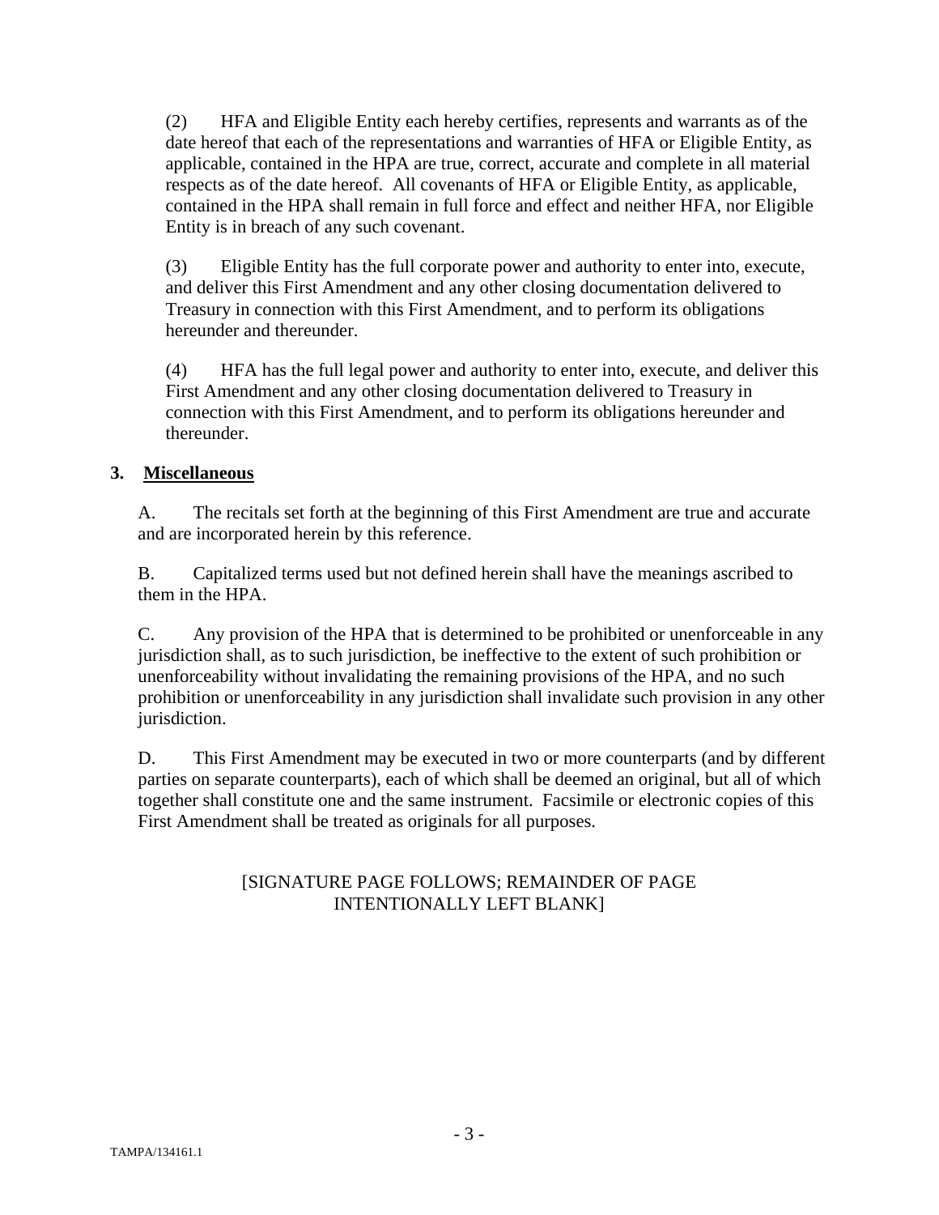(2) HFA and Eligible Entity each hereby certifies, represents and warrants as of the date hereof that each of the representations and warranties of HFA or Eligible Entity, as applicable, contained in the HPA are true, correct, accurate and complete in all material respects as of the date hereof. All covenants of HFA or Eligible Entity, as applicable, contained in the HPA shall remain in full force and effect and neither HFA, nor Eligible Entity is in breach of any such covenant.

(3) Eligible Entity has the full corporate power and authority to enter into, execute, and deliver this First Amendment and any other closing documentation delivered to Treasury in connection with this First Amendment, and to perform its obligations hereunder and thereunder.

(4) HFA has the full legal power and authority to enter into, execute, and deliver this First Amendment and any other closing documentation delivered to Treasury in connection with this First Amendment, and to perform its obligations hereunder and thereunder.

**3. Miscellaneous**

A. The recitals set forth at the beginning of this First Amendment are true and accurate and are incorporated herein by this reference.

B. Capitalized terms used but not defined herein shall have the meanings ascribed to them in the HPA.

C. Any provision of the HPA that is determined to be prohibited or unenforceable in any jurisdiction shall, as to such jurisdiction, be ineffective to the extent of such prohibition or unenforceability without invalidating the remaining provisions of the HPA, and no such prohibition or unenforceability in any jurisdiction shall invalidate such provision in any other jurisdiction.

D. This First Amendment may be executed in two or more counterparts (and by different parties on separate counterparts), each of which shall be deemed an original, but all of which together shall constitute one and the same instrument. Facsimile or electronic copies of this First Amendment shall be treated as originals for all purposes.

[SIGNATURE PAGE FOLLOWS; REMAINDER OF PAGE INTENTIONALLY LEFT BLANK]

TAMPA/134161.1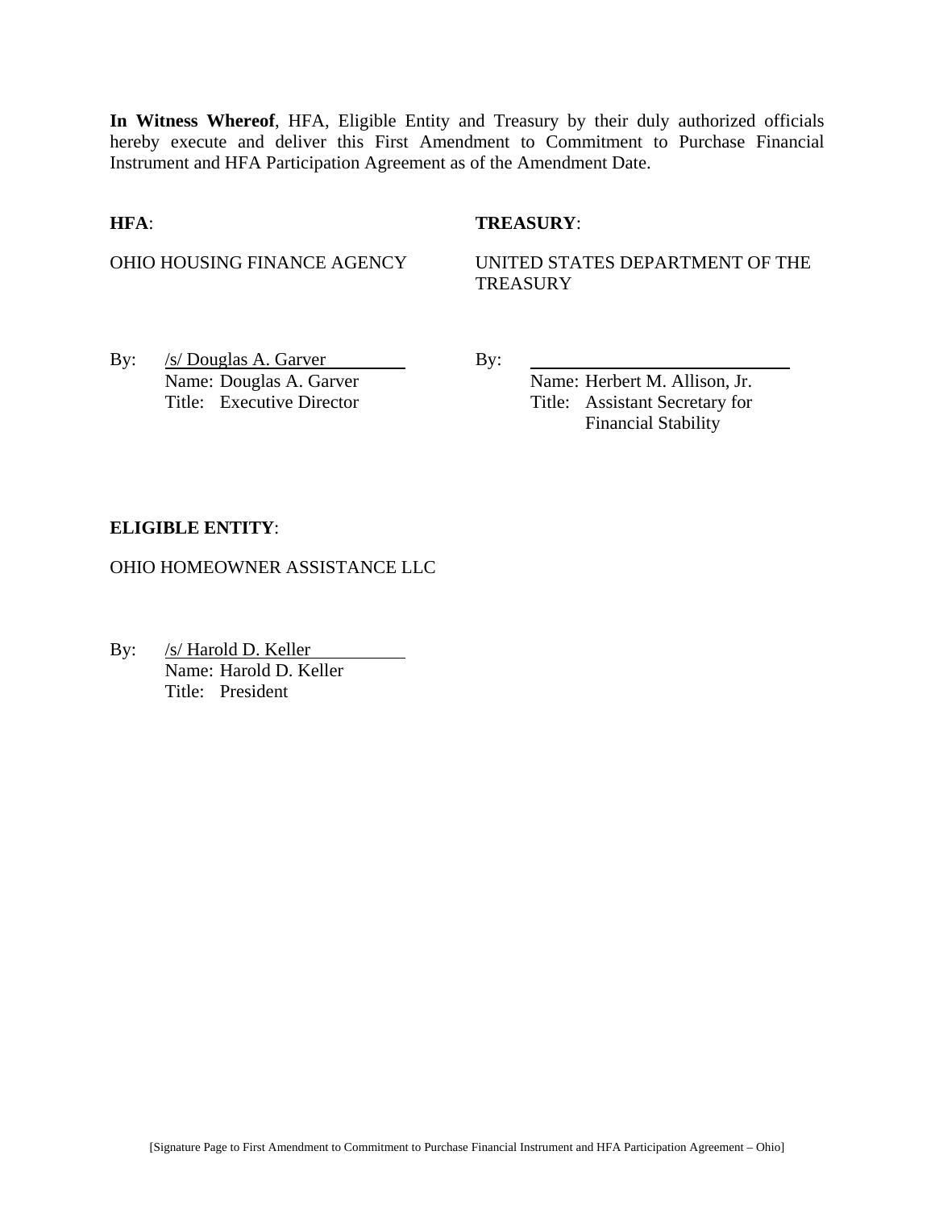**In Witness Whereof**, HFA, Eligible Entity and Treasury by their duly authorized officials hereby execute and deliver this First Amendment to Commitment to Purchase Financial Instrument and HFA Participation Agreement as of the Amendment Date.

**HFA**:

OHIO HOUSING FINANCE AGENCY

By: /s/ Douglas A. Garver
Name: Douglas A. Garver
Title: Executive Director

**TREASURY**:

UNITED STATES DEPARTMENT OF THE TREASURY

By: ______________________________
Name: Herbert M. Allison, Jr.
Title: Assistant Secretary for Financial Stability

**ELIGIBLE ENTITY**:

OHIO HOMEOWNER ASSISTANCE LLC

By: /s/ Harold D. Keller
Name: Harold D. Keller
Title: President

[Signature Page to First Amendment to Commitment to Purchase Financial Instrument and HFA Participation Agreement – Ohio]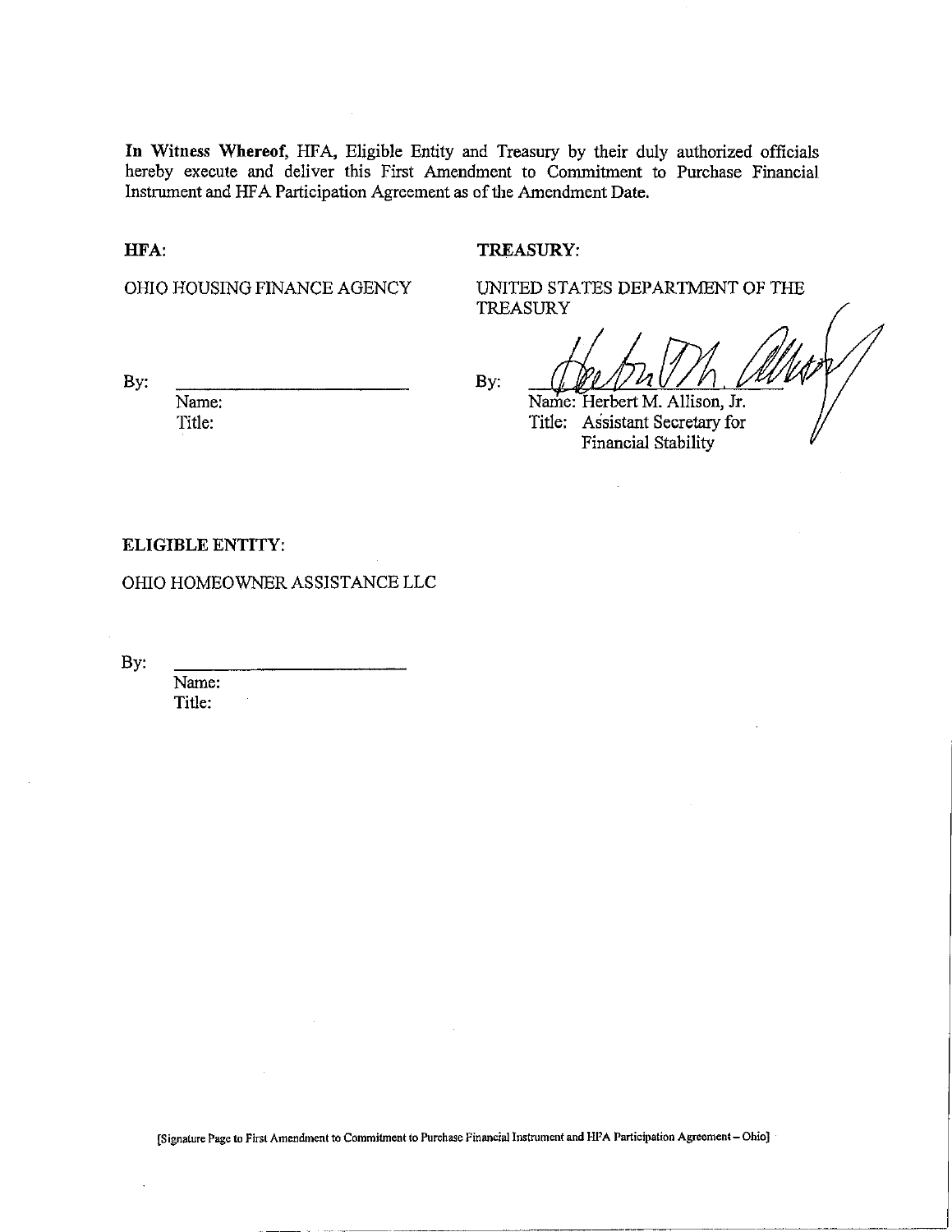**In Witness Whereof**, HFA, Eligible Entity and Treasury by their duly authorized officials hereby execute and deliver this First Amendment to Commitment to Purchase Financial Instrument and HFA Participation Agreement as of the Amendment Date.

**HFA:**

OHIO HOUSING FINANCE AGENCY

By: \_\_\_\_\_\_\_\_\_\_\_\_\_\_\_\_\_\_\_\_\_\_\_\_

Name:

Title:

**TREASURY:**

UNITED STATES DEPARTMENT OF THE TREASURY

By: \_\_\_\_\_\_\_\_\_\_\_\_\_\_\_\_\_\_\_\_\_\_\_\_

Name: Herbert M. Allison, Jr.

Title: Assistant Secretary for Financial Stability

**ELIGIBLE ENTITY:**

OHIO HOMEOWNER ASSISTANCE LLC

By: \_\_\_\_\_\_\_\_\_\_\_\_\_\_\_\_\_\_\_\_\_\_\_\_

Name:

Title:

[Signature Page to First Amendment to Commitment to Purchase Financial Instrument and HFA Participation Agreement – Ohio]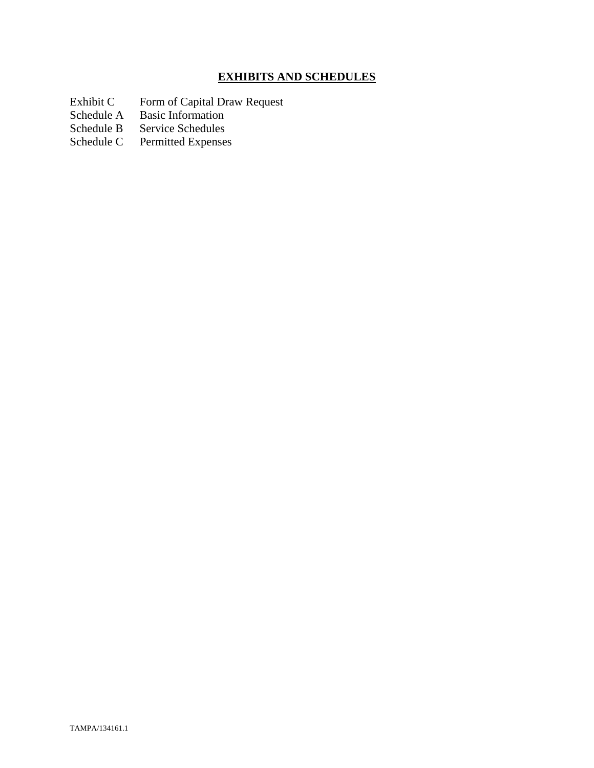# EXHIBITS AND SCHEDULES

| | |
|---|---|
| Exhibit C | Form of Capital Draw Request |
| Schedule A | Basic Information |
| Schedule B | Service Schedules |
| Schedule C | Permitted Expenses |

TAMPA/134161.1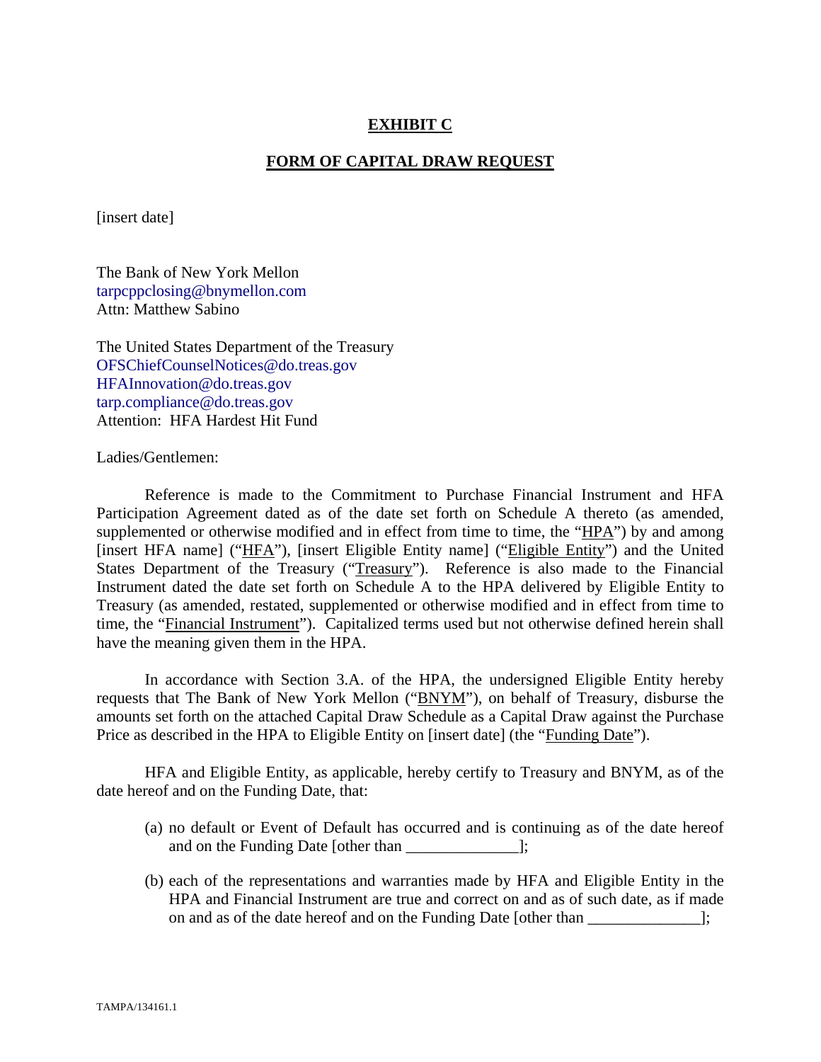**EXHIBIT C**

**FORM OF CAPITAL DRAW REQUEST**

[insert date]

The Bank of New York Mellon
tarpcppclosing@bnymellon.com
Attn: Matthew Sabino

The United States Department of the Treasury
OFSChiefCounselNotices@do.treas.gov
HFAInnovation@do.treas.gov
tarp.compliance@do.treas.gov
Attention: HFA Hardest Hit Fund

Ladies/Gentlemen:

Reference is made to the Commitment to Purchase Financial Instrument and HFA Participation Agreement dated as of the date set forth on Schedule A thereto (as amended, supplemented or otherwise modified and in effect from time to time, the "HPA") by and among [insert HFA name] ("HFA"), [insert Eligible Entity name] ("Eligible Entity") and the United States Department of the Treasury ("Treasury"). Reference is also made to the Financial Instrument dated the date set forth on Schedule A to the HPA delivered by Eligible Entity to Treasury (as amended, restated, supplemented or otherwise modified and in effect from time to time, the "Financial Instrument"). Capitalized terms used but not otherwise defined herein shall have the meaning given them in the HPA.

In accordance with Section 3.A. of the HPA, the undersigned Eligible Entity hereby requests that The Bank of New York Mellon ("BNYM"), on behalf of Treasury, disburse the amounts set forth on the attached Capital Draw Schedule as a Capital Draw against the Purchase Price as described in the HPA to Eligible Entity on [insert date] (the "Funding Date").

HFA and Eligible Entity, as applicable, hereby certify to Treasury and BNYM, as of the date hereof and on the Funding Date, that:

(a) no default or Event of Default has occurred and is continuing as of the date hereof and on the Funding Date [other than ______________];

(b) each of the representations and warranties made by HFA and Eligible Entity in the HPA and Financial Instrument are true and correct on and as of such date, as if made on and as of the date hereof and on the Funding Date [other than ______________];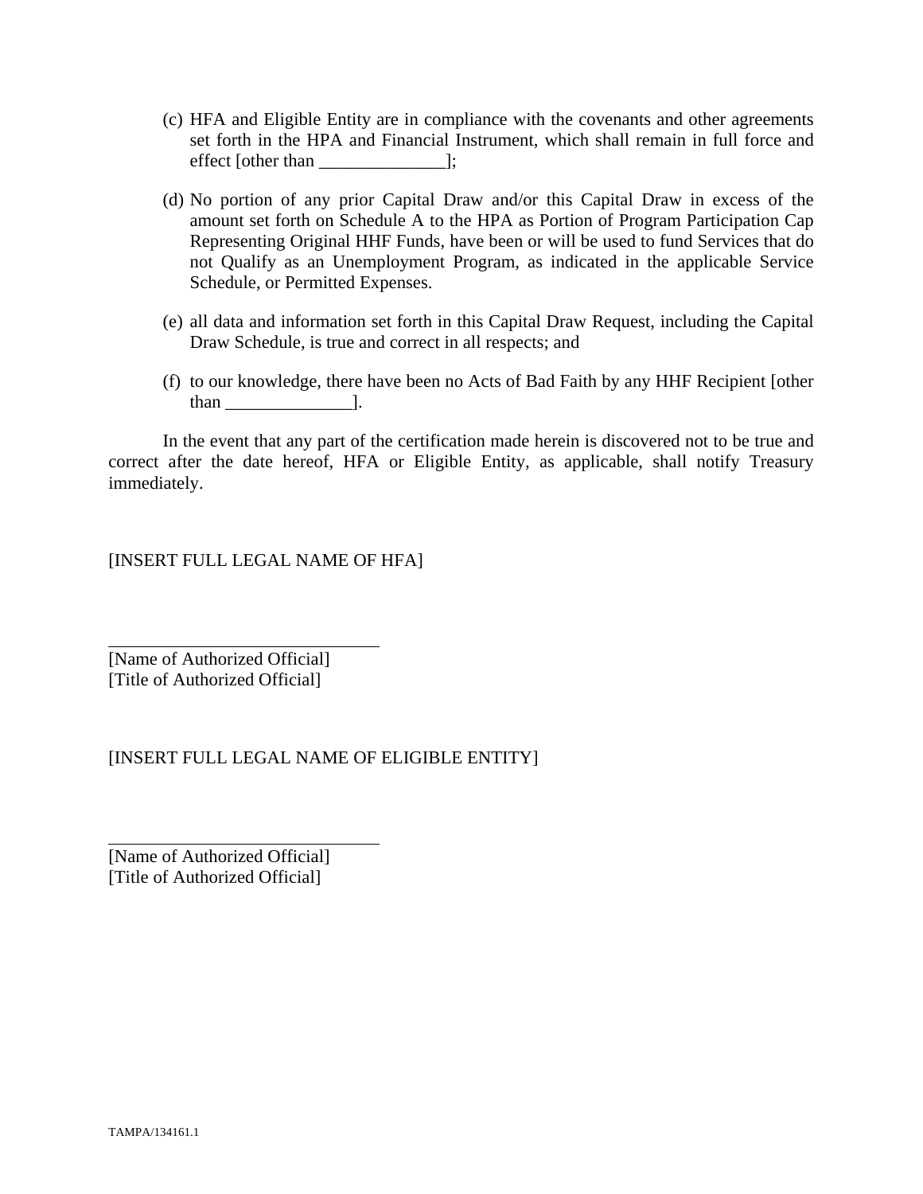(c) HFA and Eligible Entity are in compliance with the covenants and other agreements set forth in the HPA and Financial Instrument, which shall remain in full force and effect [other than ______________];

(d) No portion of any prior Capital Draw and/or this Capital Draw in excess of the amount set forth on Schedule A to the HPA as Portion of Program Participation Cap Representing Original HHF Funds, have been or will be used to fund Services that do not Qualify as an Unemployment Program, as indicated in the applicable Service Schedule, or Permitted Expenses.

(e) all data and information set forth in this Capital Draw Request, including the Capital Draw Schedule, is true and correct in all respects; and

(f) to our knowledge, there have been no Acts of Bad Faith by any HHF Recipient [other than ______________].

In the event that any part of the certification made herein is discovered not to be true and correct after the date hereof, HFA or Eligible Entity, as applicable, shall notify Treasury immediately.

[INSERT FULL LEGAL NAME OF HFA]

______________________________
[Name of Authorized Official]
[Title of Authorized Official]

[INSERT FULL LEGAL NAME OF ELIGIBLE ENTITY]

______________________________
[Name of Authorized Official]
[Title of Authorized Official]

TAMPA/134161.1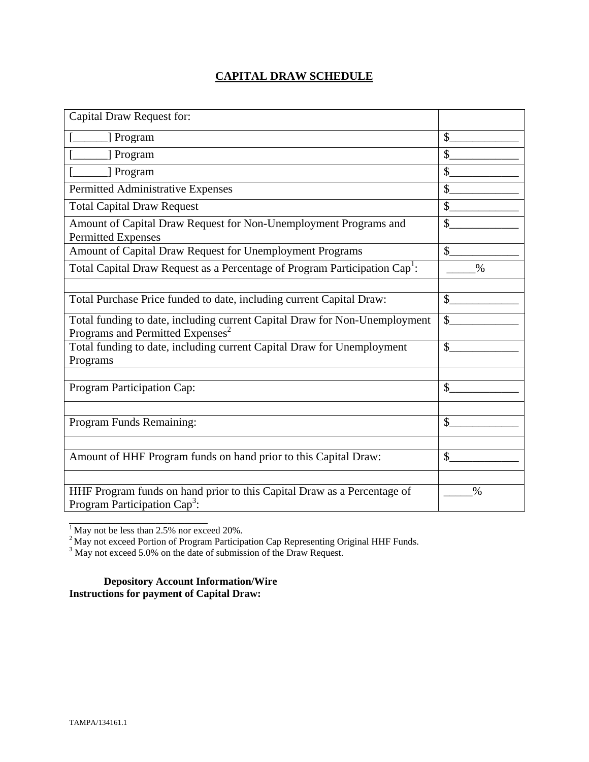# CAPITAL DRAW SCHEDULE

| Capital Draw Request for: | |
|---|---|
| [______] Program | $____________ |
| [______] Program | $____________ |
| [______] Program | $____________ |
| Permitted Administrative Expenses | $____________ |
| Total Capital Draw Request | $____________ |
| Amount of Capital Draw Request for Non-Unemployment Programs and Permitted Expenses | $____________ |
| Amount of Capital Draw Request for Unemployment Programs | $____________ |
| Total Capital Draw Request as a Percentage of Program Participation Cap[1]: | _____% |
| | |
| Total Purchase Price funded to date, including current Capital Draw: | $____________ |
| Total funding to date, including current Capital Draw for Non-Unemployment Programs and Permitted Expenses[2] | $____________ |
| Total funding to date, including current Capital Draw for Unemployment Programs | $____________ |
| | |
| Program Participation Cap: | $____________ |
| | |
| Program Funds Remaining: | $____________ |
| | |
| Amount of HHF Program funds on hand prior to this Capital Draw: | $____________ |
| | |
| HHF Program funds on hand prior to this Capital Draw as a Percentage of Program Participation Cap[3]: | _____% |

[1] May not be less than 2.5% nor exceed 20%.
[2] May not exceed Portion of Program Participation Cap Representing Original HHF Funds.
[3] May not exceed 5.0% on the date of submission of the Draw Request.

**Depository Account Information/Wire Instructions for payment of Capital Draw:**

TAMPA/134161.1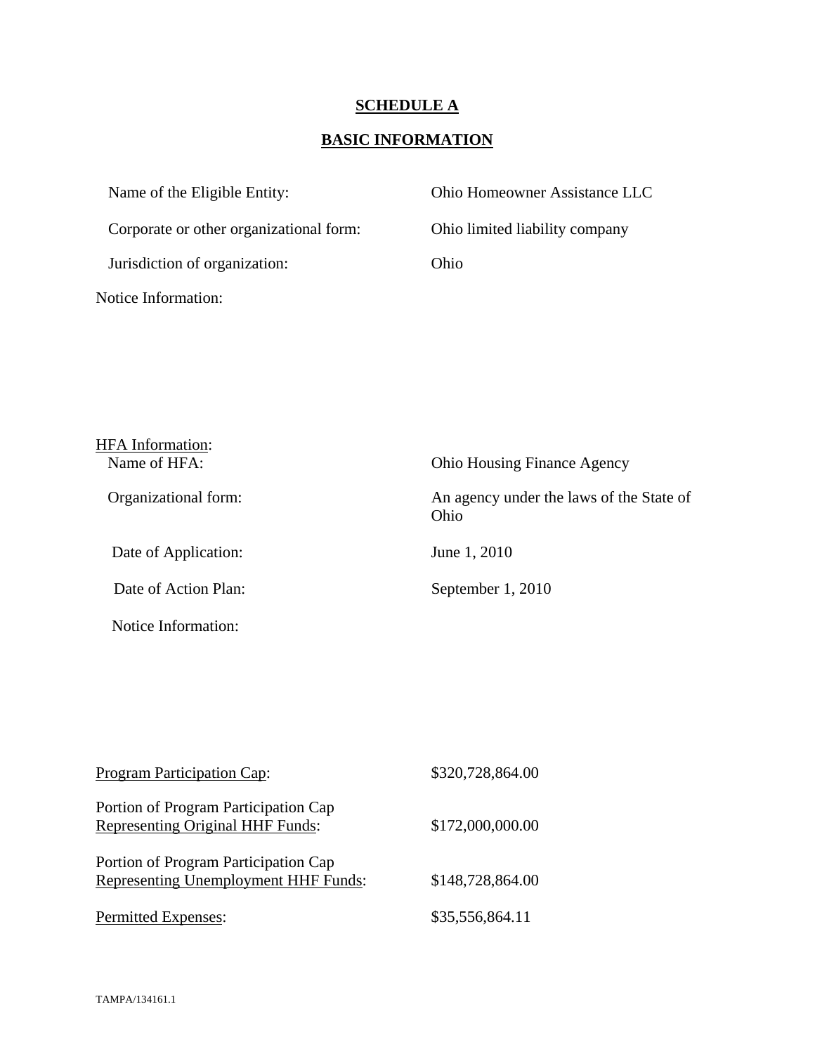# SCHEDULE A

## BASIC INFORMATION

| | |
|---|---|
| Name of the Eligible Entity: | Ohio Homeowner Assistance LLC |
| Corporate or other organizational form: | Ohio limited liability company |
| Jurisdiction of organization: | Ohio |

Notice Information:

HFA Information:

| | |
|---|---|
| Name of HFA: | Ohio Housing Finance Agency |
| Organizational form: | An agency under the laws of the State of Ohio |
| Date of Application: | June 1, 2010 |
| Date of Action Plan: | September 1, 2010 |

Notice Information:

| | |
|---|---|
| Program Participation Cap: | \$320,728,864.00 |
| Portion of Program Participation Cap Representing Original HHF Funds: | \$172,000,000.00 |
| Portion of Program Participation Cap Representing Unemployment HHF Funds: | \$148,728,864.00 |
| Permitted Expenses: | \$35,556,864.11 |

TAMPA/134161.1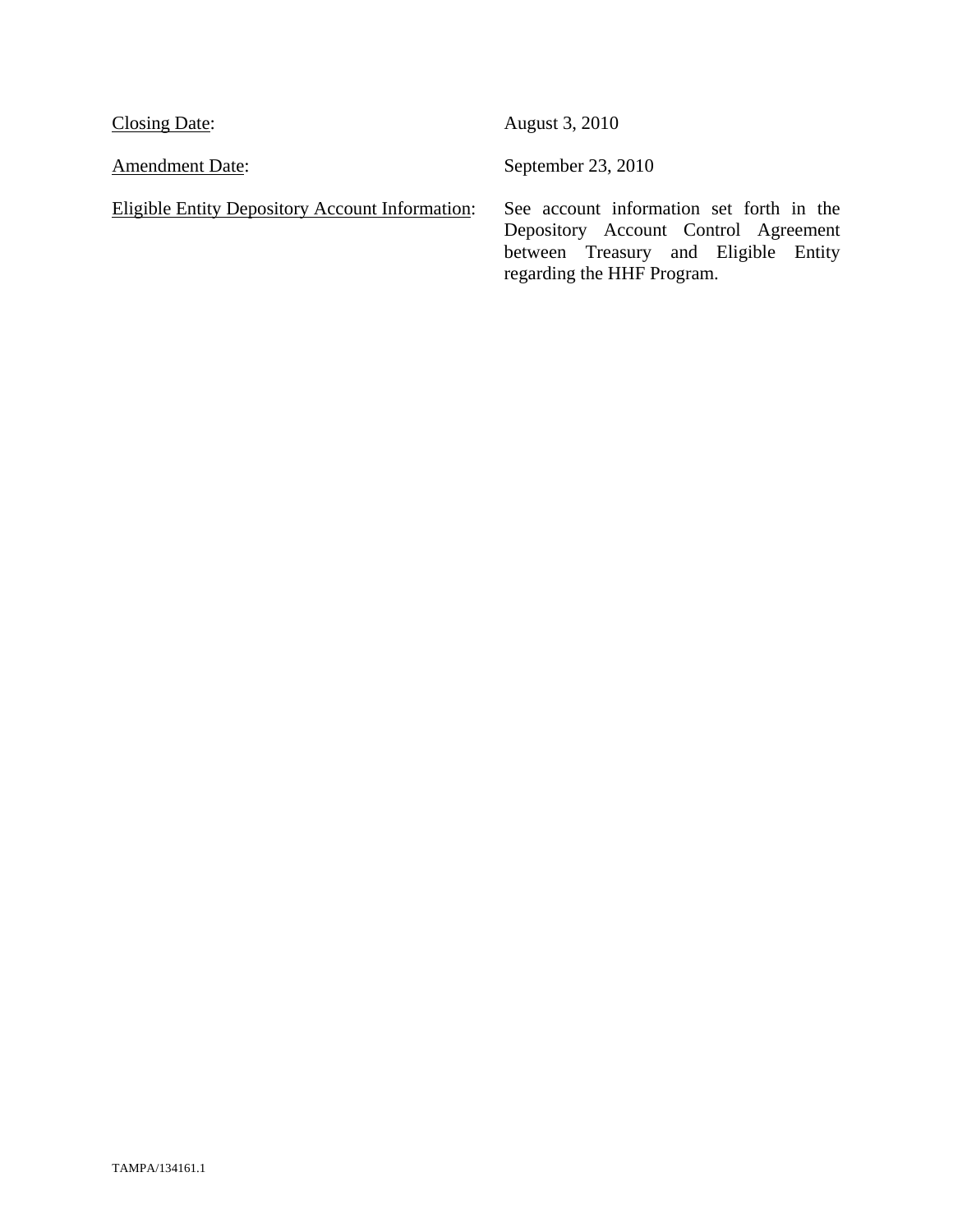Closing Date: August 3, 2010

Amendment Date: September 23, 2010

Eligible Entity Depository Account Information: See account information set forth in the Depository Account Control Agreement between Treasury and Eligible Entity regarding the HHF Program.

TAMPA/134161.1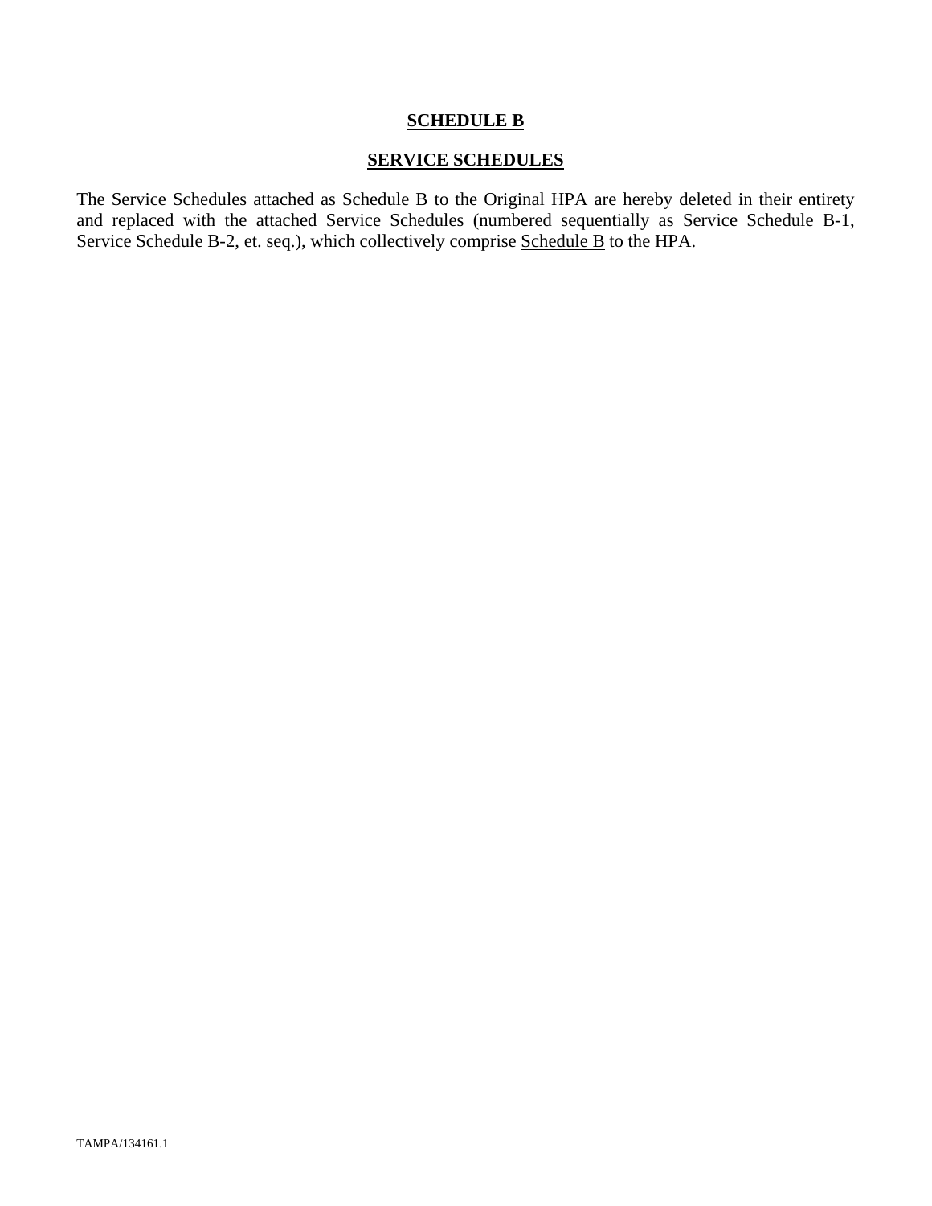## SCHEDULE B

## SERVICE SCHEDULES

The Service Schedules attached as Schedule B to the Original HPA are hereby deleted in their entirety and replaced with the attached Service Schedules (numbered sequentially as Service Schedule B-1, Service Schedule B-2, et. seq.), which collectively comprise Schedule B to the HPA.

TAMPA/134161.1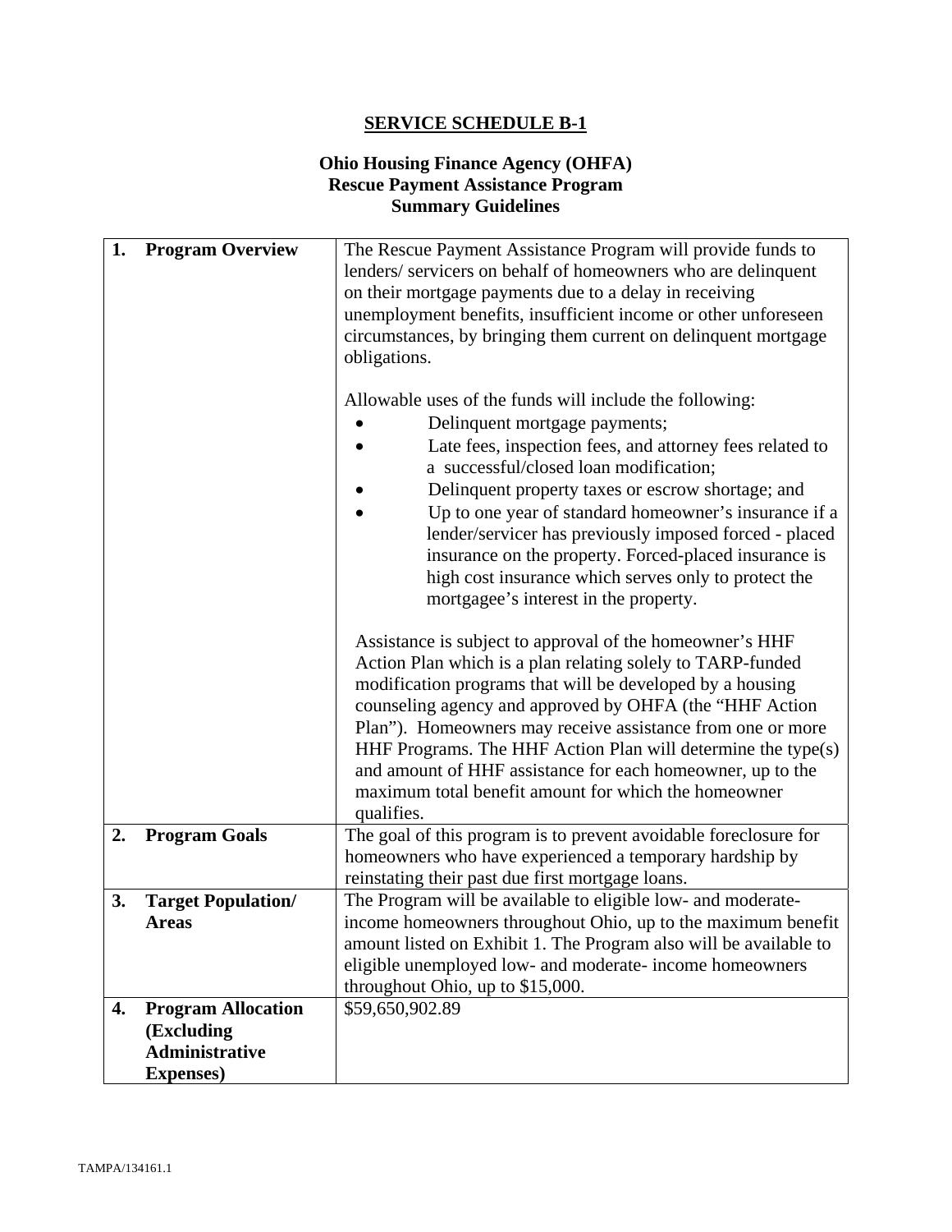## SERVICE SCHEDULE B-1

### Ohio Housing Finance Agency (OHFA) Rescue Payment Assistance Program Summary Guidelines

| | |
|---|---|
| **1. Program Overview** | The Rescue Payment Assistance Program will provide funds to lenders/ servicers on behalf of homeowners who are delinquent on their mortgage payments due to a delay in receiving unemployment benefits, insufficient income or other unforeseen circumstances, by bringing them current on delinquent mortgage obligations.<br><br>Allowable uses of the funds will include the following:<br>• Delinquent mortgage payments;<br>• Late fees, inspection fees, and attorney fees related to a successful/closed loan modification;<br>• Delinquent property taxes or escrow shortage; and<br>• Up to one year of standard homeowner's insurance if a lender/servicer has previously imposed forced - placed insurance on the property. Forced-placed insurance is high cost insurance which serves only to protect the mortgagee's interest in the property.<br><br>Assistance is subject to approval of the homeowner's HHF Action Plan which is a plan relating solely to TARP-funded modification programs that will be developed by a housing counseling agency and approved by OHFA (the "HHF Action Plan"). Homeowners may receive assistance from one or more HHF Programs. The HHF Action Plan will determine the type(s) and amount of HHF assistance for each homeowner, up to the maximum total benefit amount for which the homeowner qualifies. |
| **2. Program Goals** | The goal of this program is to prevent avoidable foreclosure for homeowners who have experienced a temporary hardship by reinstating their past due first mortgage loans. |
| **3. Target Population/ Areas** | The Program will be available to eligible low- and moderate-income homeowners throughout Ohio, up to the maximum benefit amount listed on Exhibit 1. The Program also will be available to eligible unemployed low- and moderate- income homeowners throughout Ohio, up to $15,000. |
| **4. Program Allocation (Excluding Administrative Expenses)** | $59,650,902.89 |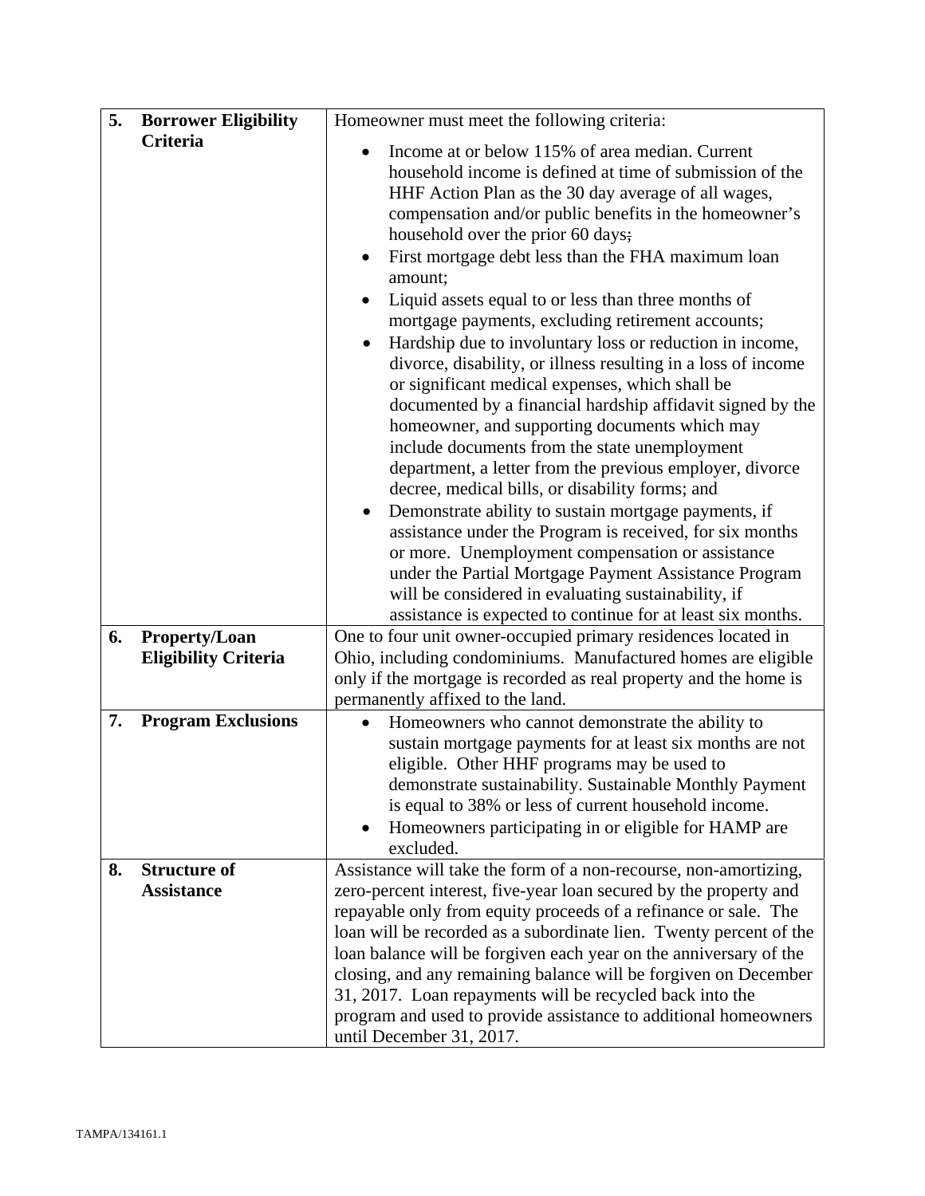| | | |
|---|---|---|
| 5. | **Borrower Eligibility Criteria** | Homeowner must meet the following criteria:<br>• Income at or below 115% of area median. Current household income is defined at time of submission of the HHF Action Plan as the 30 day average of all wages, compensation and/or public benefits in the homeowner's household over the prior 60 days;<br>• First mortgage debt less than the FHA maximum loan amount;<br>• Liquid assets equal to or less than three months of mortgage payments, excluding retirement accounts;<br>• Hardship due to involuntary loss or reduction in income, divorce, disability, or illness resulting in a loss of income or significant medical expenses, which shall be documented by a financial hardship affidavit signed by the homeowner, and supporting documents which may include documents from the state unemployment department, a letter from the previous employer, divorce decree, medical bills, or disability forms; and<br>• Demonstrate ability to sustain mortgage payments, if assistance under the Program is received, for six months or more. Unemployment compensation or assistance under the Partial Mortgage Payment Assistance Program will be considered in evaluating sustainability, if assistance is expected to continue for at least six months. |
| 6. | **Property/Loan Eligibility Criteria** | One to four unit owner-occupied primary residences located in Ohio, including condominiums. Manufactured homes are eligible only if the mortgage is recorded as real property and the home is permanently affixed to the land. |
| 7. | **Program Exclusions** | • Homeowners who cannot demonstrate the ability to sustain mortgage payments for at least six months are not eligible. Other HHF programs may be used to demonstrate sustainability. Sustainable Monthly Payment is equal to 38% or less of current household income.<br>• Homeowners participating in or eligible for HAMP are excluded. |
| 8. | **Structure of Assistance** | Assistance will take the form of a non-recourse, non-amortizing, zero-percent interest, five-year loan secured by the property and repayable only from equity proceeds of a refinance or sale. The loan will be recorded as a subordinate lien. Twenty percent of the loan balance will be forgiven each year on the anniversary of the closing, and any remaining balance will be forgiven on December 31, 2017. Loan repayments will be recycled back into the program and used to provide assistance to additional homeowners until December 31, 2017. |

TAMPA/134161.1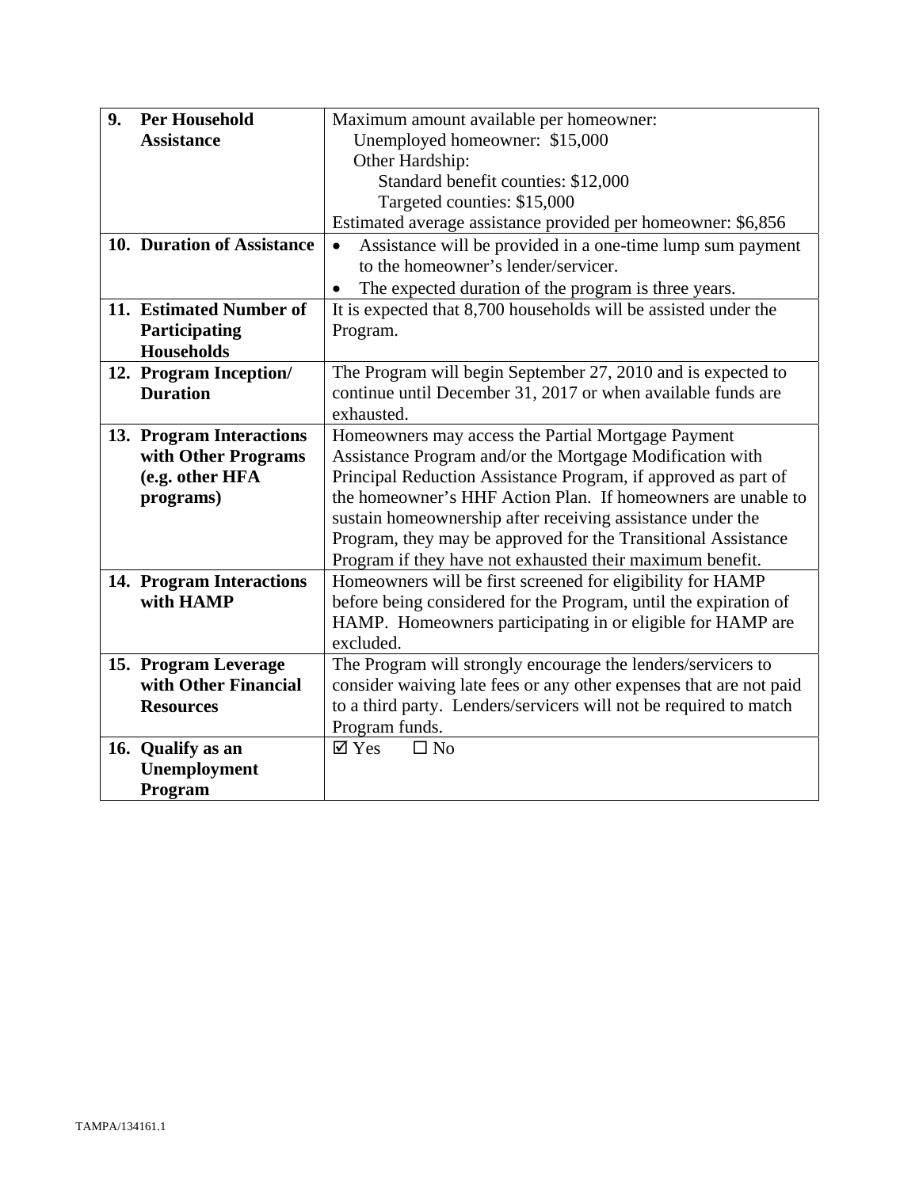| | |
|---|---|
| **9. Per Household Assistance** | Maximum amount available per homeowner:<br>Unemployed homeowner: $15,000<br>Other Hardship:<br>Standard benefit counties: $12,000<br>Targeted counties: $15,000<br>Estimated average assistance provided per homeowner: $6,856 |
| **10. Duration of Assistance** | • Assistance will be provided in a one-time lump sum payment to the homeowner's lender/servicer.<br>• The expected duration of the program is three years. |
| **11. Estimated Number of Participating Households** | It is expected that 8,700 households will be assisted under the Program. |
| **12. Program Inception/ Duration** | The Program will begin September 27, 2010 and is expected to continue until December 31, 2017 or when available funds are exhausted. |
| **13. Program Interactions with Other Programs (e.g. other HFA programs)** | Homeowners may access the Partial Mortgage Payment Assistance Program and/or the Mortgage Modification with Principal Reduction Assistance Program, if approved as part of the homeowner's HHF Action Plan. If homeowners are unable to sustain homeownership after receiving assistance under the Program, they may be approved for the Transitional Assistance Program if they have not exhausted their maximum benefit. |
| **14. Program Interactions with HAMP** | Homeowners will be first screened for eligibility for HAMP before being considered for the Program, until the expiration of HAMP. Homeowners participating in or eligible for HAMP are excluded. |
| **15. Program Leverage with Other Financial Resources** | The Program will strongly encourage the lenders/servicers to consider waiving late fees or any other expenses that are not paid to a third party. Lenders/servicers will not be required to match Program funds. |
| **16. Qualify as an Unemployment Program** | ☑ Yes ☐ No |

TAMPA/134161.1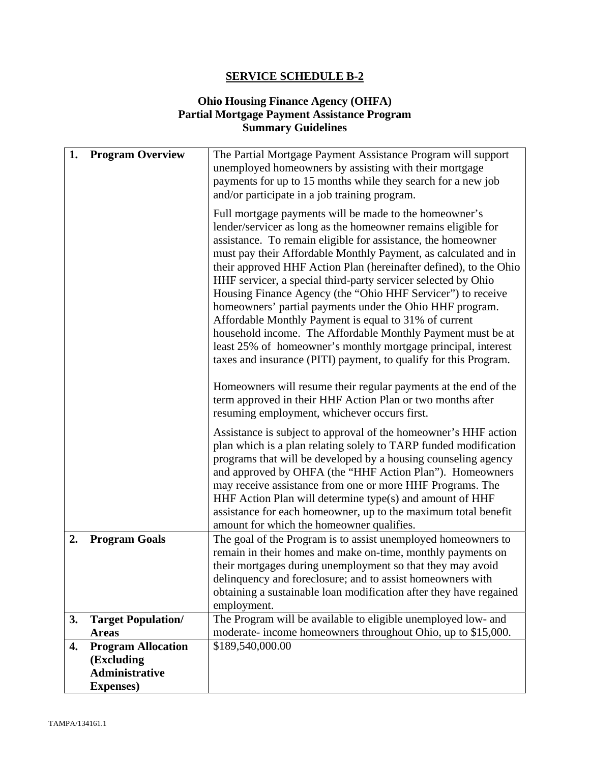## SERVICE SCHEDULE B-2

### Ohio Housing Finance Agency (OHFA)
### Partial Mortgage Payment Assistance Program
### Summary Guidelines

| | |
|---|---|
| **1. Program Overview** | The Partial Mortgage Payment Assistance Program will support unemployed homeowners by assisting with their mortgage payments for up to 15 months while they search for a new job and/or participate in a job training program.<br><br>Full mortgage payments will be made to the homeowner's lender/servicer as long as the homeowner remains eligible for assistance. To remain eligible for assistance, the homeowner must pay their Affordable Monthly Payment, as calculated and in their approved HHF Action Plan (hereinafter defined), to the Ohio HHF servicer, a special third-party servicer selected by Ohio Housing Finance Agency (the "Ohio HHF Servicer") to receive homeowners' partial payments under the Ohio HHF program. Affordable Monthly Payment is equal to 31% of current household income. The Affordable Monthly Payment must be at least 25% of homeowner's monthly mortgage principal, interest taxes and insurance (PITI) payment, to qualify for this Program.<br><br>Homeowners will resume their regular payments at the end of the term approved in their HHF Action Plan or two months after resuming employment, whichever occurs first.<br><br>Assistance is subject to approval of the homeowner's HHF action plan which is a plan relating solely to TARP funded modification programs that will be developed by a housing counseling agency and approved by OHFA (the "HHF Action Plan"). Homeowners may receive assistance from one or more HHF Programs. The HHF Action Plan will determine type(s) and amount of HHF assistance for each homeowner, up to the maximum total benefit amount for which the homeowner qualifies. |
| **2. Program Goals** | The goal of the Program is to assist unemployed homeowners to remain in their homes and make on-time, monthly payments on their mortgages during unemployment so that they may avoid delinquency and foreclosure; and to assist homeowners with obtaining a sustainable loan modification after they have regained employment. |
| **3. Target Population/ Areas** | The Program will be available to eligible unemployed low- and moderate- income homeowners throughout Ohio, up to $15,000. |
| **4. Program Allocation (Excluding Administrative Expenses)** | $189,540,000.00 |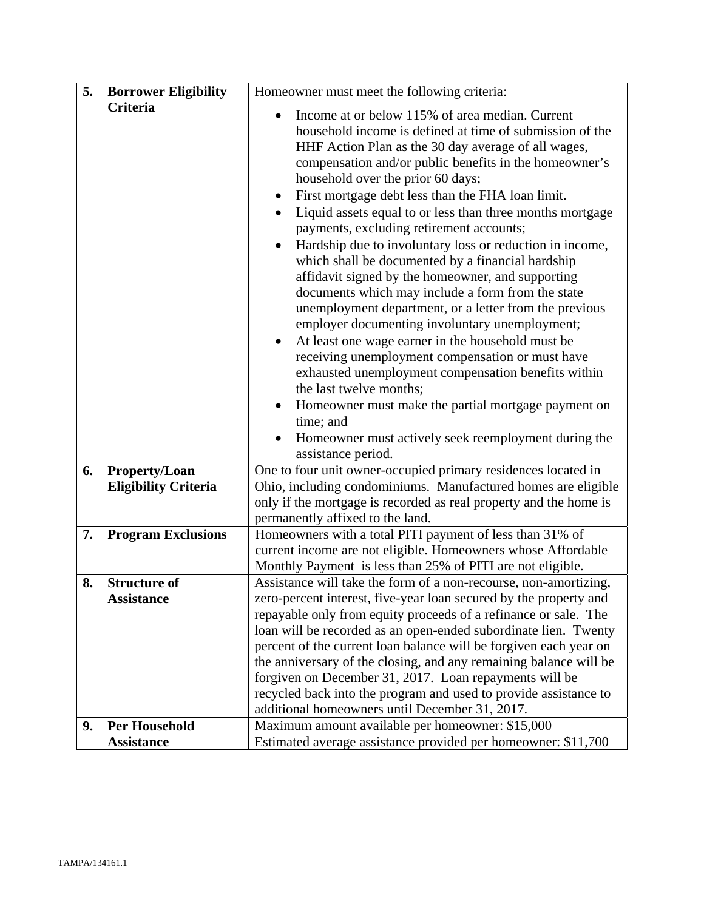| | | |
|---|---|---|
| 5. | **Borrower Eligibility Criteria** | Homeowner must meet the following criteria:<br>• Income at or below 115% of area median. Current household income is defined at time of submission of the HHF Action Plan as the 30 day average of all wages, compensation and/or public benefits in the homeowner's household over the prior 60 days;<br>• First mortgage debt less than the FHA loan limit.<br>• Liquid assets equal to or less than three months mortgage payments, excluding retirement accounts;<br>• Hardship due to involuntary loss or reduction in income, which shall be documented by a financial hardship affidavit signed by the homeowner, and supporting documents which may include a form from the state unemployment department, or a letter from the previous employer documenting involuntary unemployment;<br>• At least one wage earner in the household must be receiving unemployment compensation or must have exhausted unemployment compensation benefits within the last twelve months;<br>• Homeowner must make the partial mortgage payment on time; and<br>• Homeowner must actively seek reemployment during the assistance period. |
| 6. | **Property/Loan Eligibility Criteria** | One to four unit owner-occupied primary residences located in Ohio, including condominiums. Manufactured homes are eligible only if the mortgage is recorded as real property and the home is permanently affixed to the land. |
| 7. | **Program Exclusions** | Homeowners with a total PITI payment of less than 31% of current income are not eligible. Homeowners whose Affordable Monthly Payment is less than 25% of PITI are not eligible. |
| 8. | **Structure of Assistance** | Assistance will take the form of a non-recourse, non-amortizing, zero-percent interest, five-year loan secured by the property and repayable only from equity proceeds of a refinance or sale. The loan will be recorded as an open-ended subordinate lien. Twenty percent of the current loan balance will be forgiven each year on the anniversary of the closing, and any remaining balance will be forgiven on December 31, 2017. Loan repayments will be recycled back into the program and used to provide assistance to additional homeowners until December 31, 2017. |
| 9. | **Per Household Assistance** | Maximum amount available per homeowner: $15,000<br>Estimated average assistance provided per homeowner: $11,700 |

TAMPA/134161.1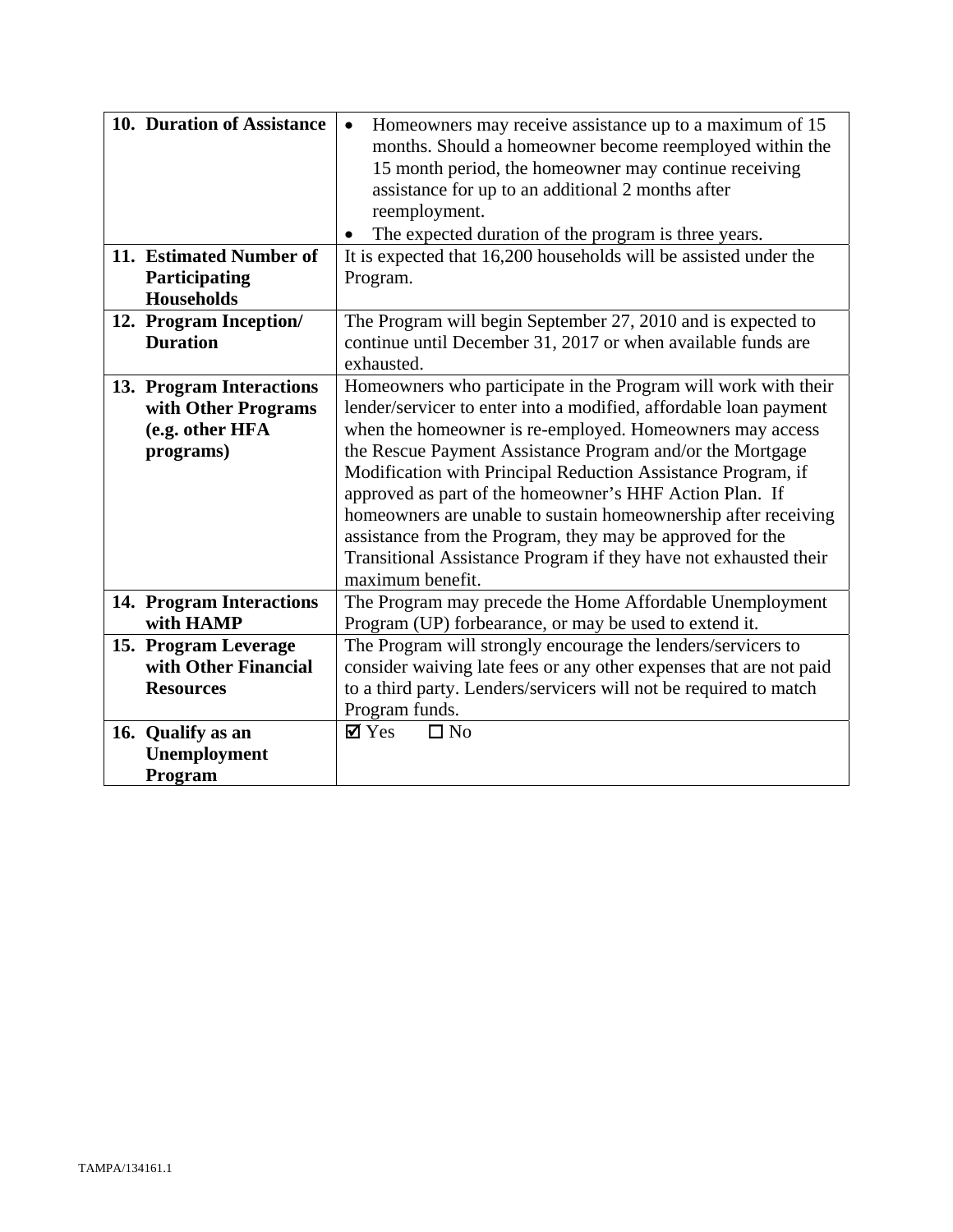| | |
|---|---|
| **10. Duration of Assistance** | • Homeowners may receive assistance up to a maximum of 15 months. Should a homeowner become reemployed within the 15 month period, the homeowner may continue receiving assistance for up to an additional 2 months after reemployment.<br>• The expected duration of the program is three years. |
| **11. Estimated Number of Participating Households** | It is expected that 16,200 households will be assisted under the Program. |
| **12. Program Inception/ Duration** | The Program will begin September 27, 2010 and is expected to continue until December 31, 2017 or when available funds are exhausted. |
| **13. Program Interactions with Other Programs (e.g. other HFA programs)** | Homeowners who participate in the Program will work with their lender/servicer to enter into a modified, affordable loan payment when the homeowner is re-employed. Homeowners may access the Rescue Payment Assistance Program and/or the Mortgage Modification with Principal Reduction Assistance Program, if approved as part of the homeowner's HHF Action Plan. If homeowners are unable to sustain homeownership after receiving assistance from the Program, they may be approved for the Transitional Assistance Program if they have not exhausted their maximum benefit. |
| **14. Program Interactions with HAMP** | The Program may precede the Home Affordable Unemployment Program (UP) forbearance, or may be used to extend it. |
| **15. Program Leverage with Other Financial Resources** | The Program will strongly encourage the lenders/servicers to consider waiving late fees or any other expenses that are not paid to a third party. Lenders/servicers will not be required to match Program funds. |
| **16. Qualify as an Unemployment Program** | ☑ Yes ☐ No |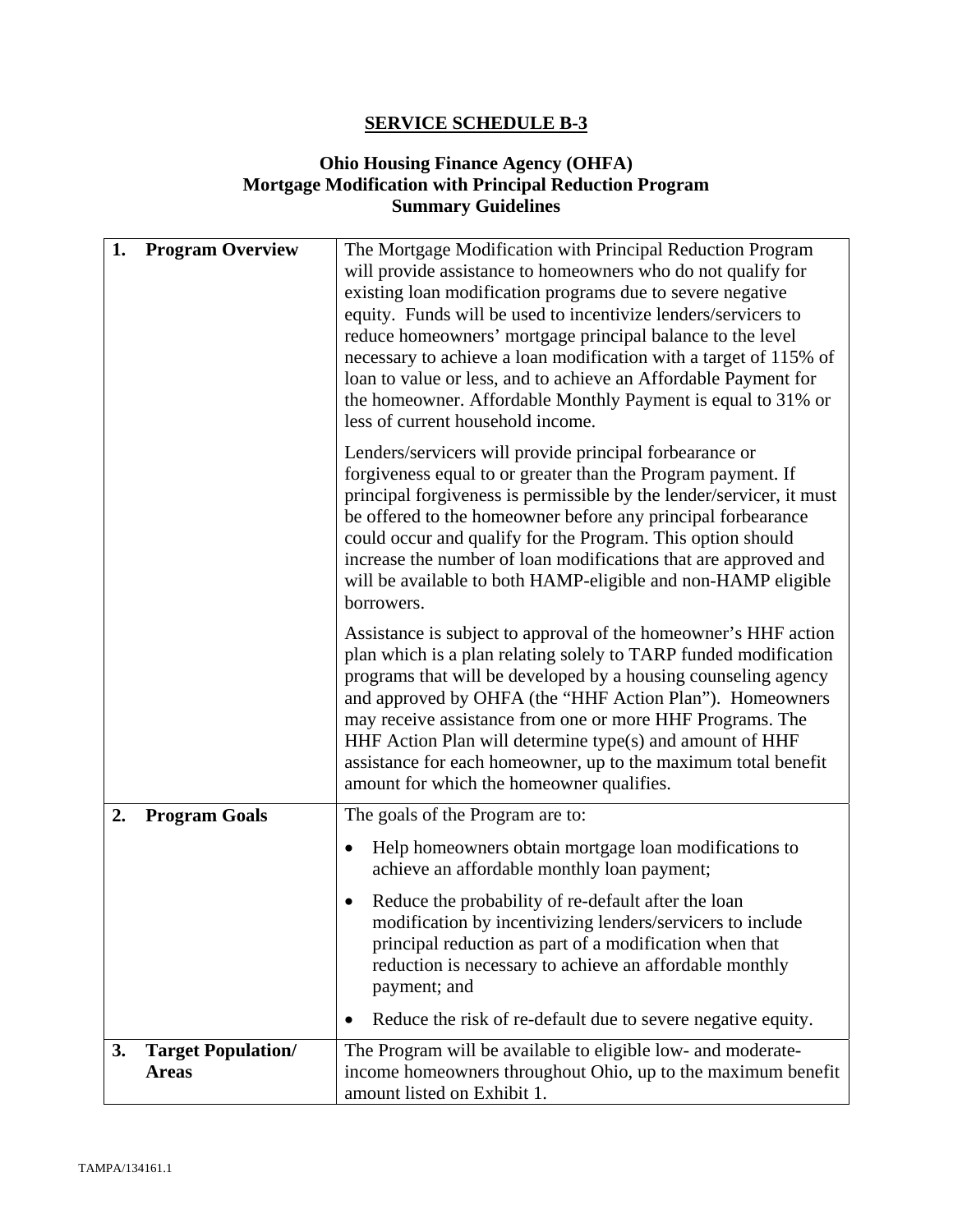# SERVICE SCHEDULE B-3

## Ohio Housing Finance Agency (OHFA)
## Mortgage Modification with Principal Reduction Program
## Summary Guidelines

| | |
|---|---|
| **1. Program Overview** | The Mortgage Modification with Principal Reduction Program will provide assistance to homeowners who do not qualify for existing loan modification programs due to severe negative equity. Funds will be used to incentivize lenders/servicers to reduce homeowners' mortgage principal balance to the level necessary to achieve a loan modification with a target of 115% of loan to value or less, and to achieve an Affordable Payment for the homeowner. Affordable Monthly Payment is equal to 31% or less of current household income.<br><br>Lenders/servicers will provide principal forbearance or forgiveness equal to or greater than the Program payment. If principal forgiveness is permissible by the lender/servicer, it must be offered to the homeowner before any principal forbearance could occur and qualify for the Program. This option should increase the number of loan modifications that are approved and will be available to both HAMP-eligible and non-HAMP eligible borrowers.<br><br>Assistance is subject to approval of the homeowner's HHF action plan which is a plan relating solely to TARP funded modification programs that will be developed by a housing counseling agency and approved by OHFA (the "HHF Action Plan"). Homeowners may receive assistance from one or more HHF Programs. The HHF Action Plan will determine type(s) and amount of HHF assistance for each homeowner, up to the maximum total benefit amount for which the homeowner qualifies. |
| **2. Program Goals** | The goals of the Program are to:<br><br>• Help homeowners obtain mortgage loan modifications to achieve an affordable monthly loan payment;<br><br>• Reduce the probability of re-default after the loan modification by incentivizing lenders/servicers to include principal reduction as part of a modification when that reduction is necessary to achieve an affordable monthly payment; and<br><br>• Reduce the risk of re-default due to severe negative equity. |
| **3. Target Population/ Areas** | The Program will be available to eligible low- and moderate-income homeowners throughout Ohio, up to the maximum benefit amount listed on Exhibit 1. |

TAMPA/134161.1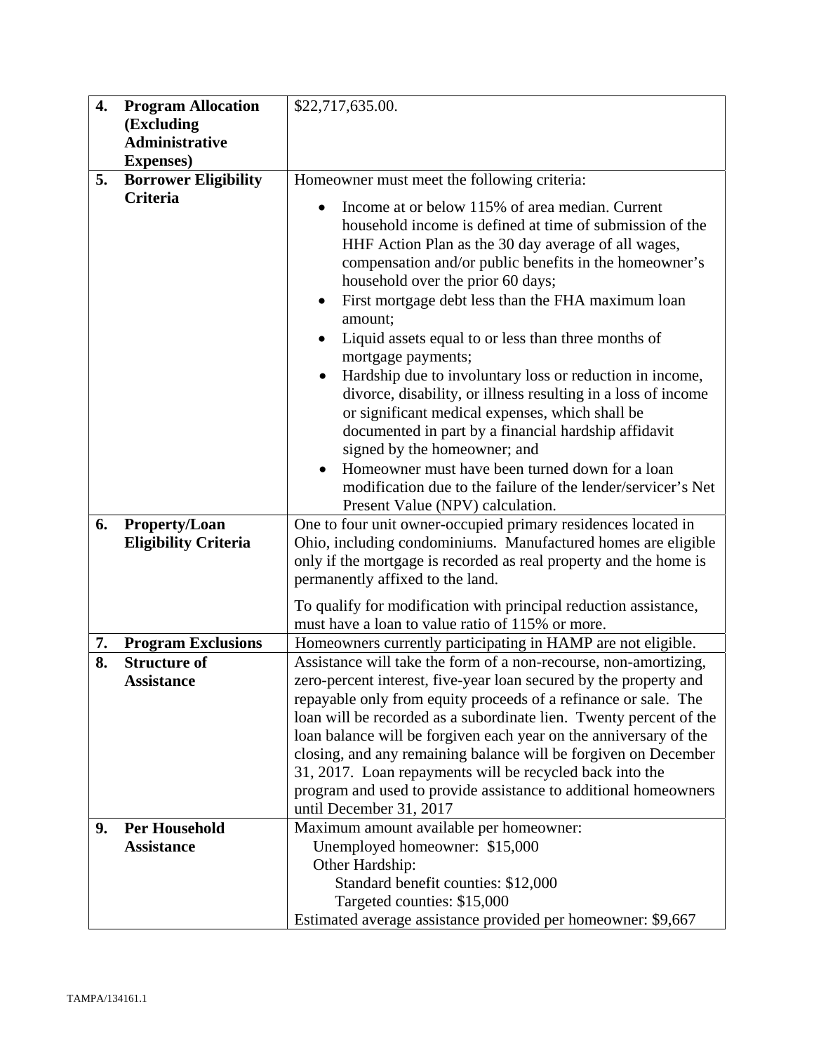| | | |
|---|---|---|
| **4.** | **Program Allocation (Excluding Administrative Expenses)** | $22,717,635.00. |
| **5.** | **Borrower Eligibility Criteria** | Homeowner must meet the following criteria:<br>• Income at or below 115% of area median. Current household income is defined at time of submission of the HHF Action Plan as the 30 day average of all wages, compensation and/or public benefits in the homeowner's household over the prior 60 days;<br>• First mortgage debt less than the FHA maximum loan amount;<br>• Liquid assets equal to or less than three months of mortgage payments;<br>• Hardship due to involuntary loss or reduction in income, divorce, disability, or illness resulting in a loss of income or significant medical expenses, which shall be documented in part by a financial hardship affidavit signed by the homeowner; and<br>• Homeowner must have been turned down for a loan modification due to the failure of the lender/servicer's Net Present Value (NPV) calculation. |
| **6.** | **Property/Loan Eligibility Criteria** | One to four unit owner-occupied primary residences located in Ohio, including condominiums. Manufactured homes are eligible only if the mortgage is recorded as real property and the home is permanently affixed to the land.<br><br>To qualify for modification with principal reduction assistance, must have a loan to value ratio of 115% or more. |
| **7.** | **Program Exclusions** | Homeowners currently participating in HAMP are not eligible. |
| **8.** | **Structure of Assistance** | Assistance will take the form of a non-recourse, non-amortizing, zero-percent interest, five-year loan secured by the property and repayable only from equity proceeds of a refinance or sale. The loan will be recorded as a subordinate lien. Twenty percent of the loan balance will be forgiven each year on the anniversary of the closing, and any remaining balance will be forgiven on December 31, 2017. Loan repayments will be recycled back into the program and used to provide assistance to additional homeowners until December 31, 2017 |
| **9.** | **Per Household Assistance** | Maximum amount available per homeowner:<br>Unemployed homeowner: $15,000<br>Other Hardship:<br>Standard benefit counties: $12,000<br>Targeted counties: $15,000<br>Estimated average assistance provided per homeowner: $9,667 |

TAMPA/134161.1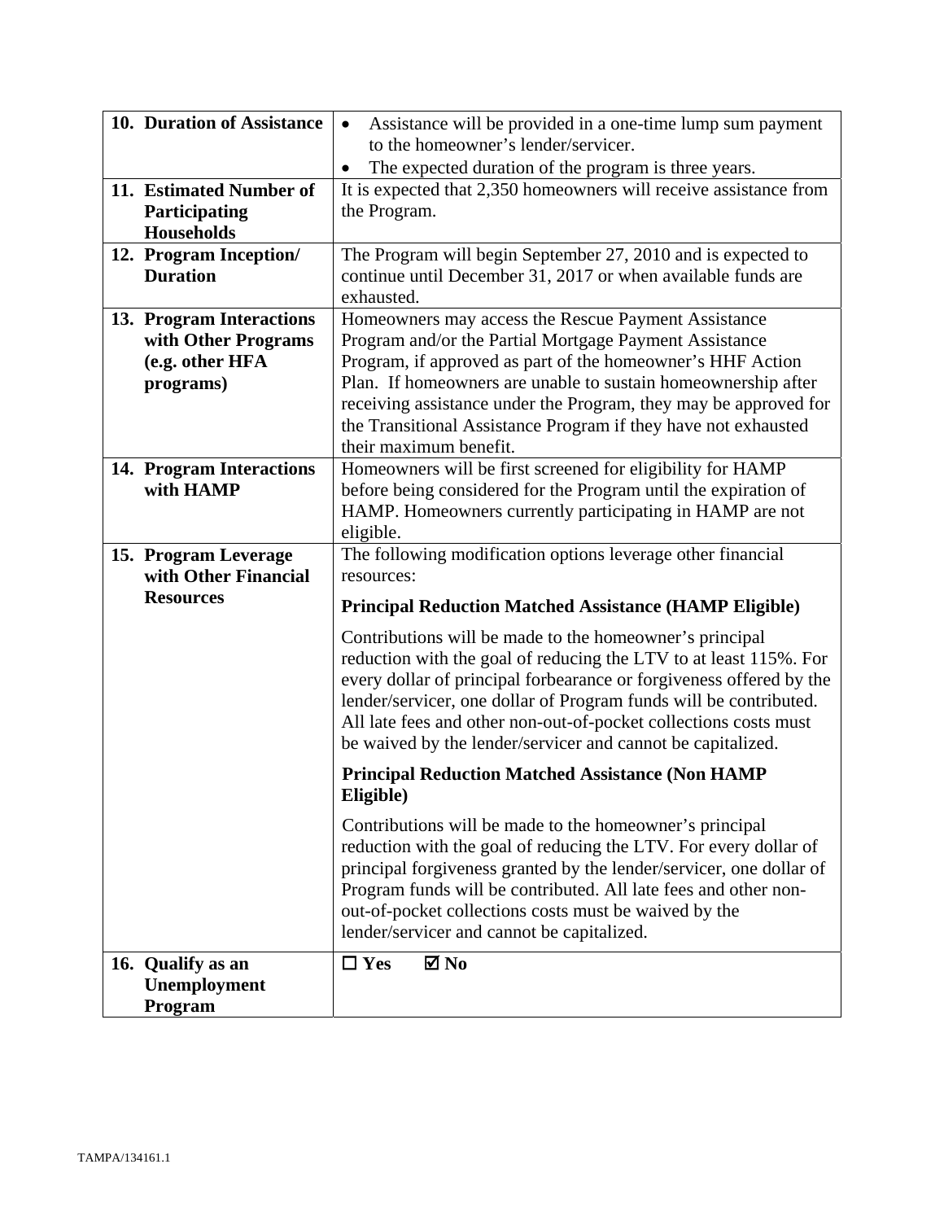| | |
|---|---|
| **10. Duration of Assistance** | • Assistance will be provided in a one-time lump sum payment to the homeowner's lender/servicer.<br>• The expected duration of the program is three years. |
| **11. Estimated Number of Participating Households** | It is expected that 2,350 homeowners will receive assistance from the Program. |
| **12. Program Inception/ Duration** | The Program will begin September 27, 2010 and is expected to continue until December 31, 2017 or when available funds are exhausted. |
| **13. Program Interactions with Other Programs (e.g. other HFA programs)** | Homeowners may access the Rescue Payment Assistance Program and/or the Partial Mortgage Payment Assistance Program, if approved as part of the homeowner's HHF Action Plan. If homeowners are unable to sustain homeownership after receiving assistance under the Program, they may be approved for the Transitional Assistance Program if they have not exhausted their maximum benefit. |
| **14. Program Interactions with HAMP** | Homeowners will be first screened for eligibility for HAMP before being considered for the Program until the expiration of HAMP. Homeowners currently participating in HAMP are not eligible. |
| **15. Program Leverage with Other Financial Resources** | The following modification options leverage other financial resources:<br><br>**Principal Reduction Matched Assistance (HAMP Eligible)**<br><br>Contributions will be made to the homeowner's principal reduction with the goal of reducing the LTV to at least 115%. For every dollar of principal forbearance or forgiveness offered by the lender/servicer, one dollar of Program funds will be contributed. All late fees and other non-out-of-pocket collections costs must be waived by the lender/servicer and cannot be capitalized.<br><br>**Principal Reduction Matched Assistance (Non HAMP Eligible)**<br><br>Contributions will be made to the homeowner's principal reduction with the goal of reducing the LTV. For every dollar of principal forgiveness granted by the lender/servicer, one dollar of Program funds will be contributed. All late fees and other non-out-of-pocket collections costs must be waived by the lender/servicer and cannot be capitalized. |
| **16. Qualify as an Unemployment Program** | ☐ **Yes** ☑ **No** |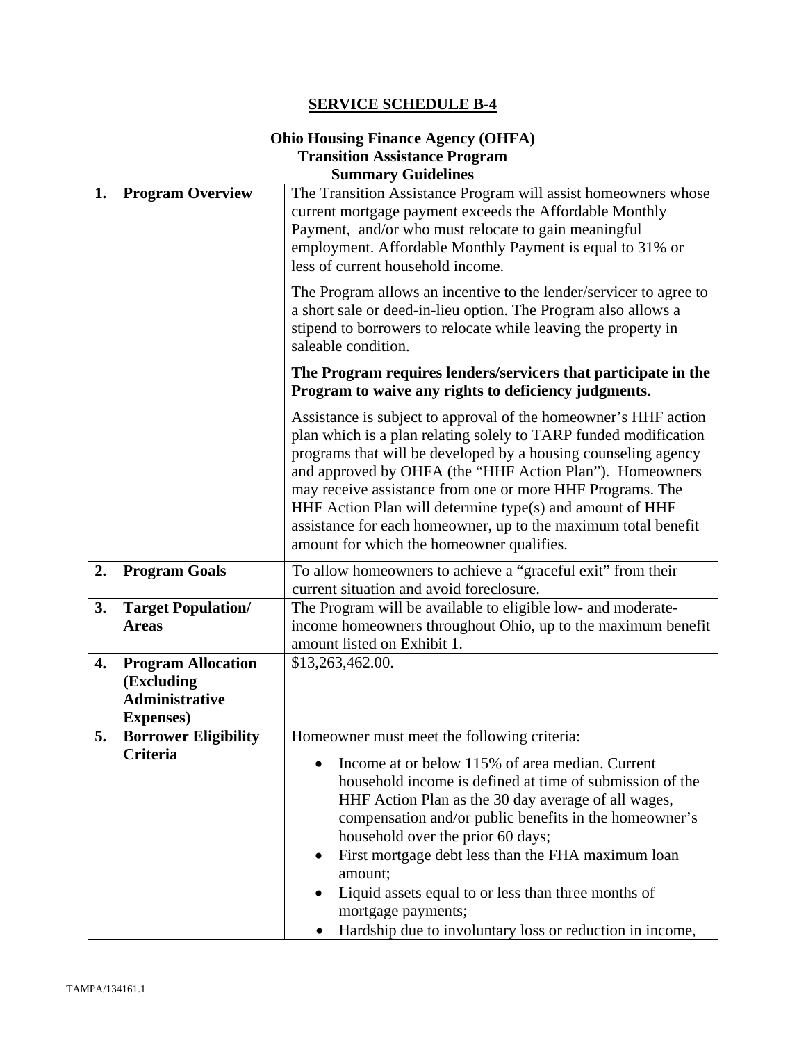## SERVICE SCHEDULE B-4

### Ohio Housing Finance Agency (OHFA) Transition Assistance Program Summary Guidelines

| | |
|---|---|
| **1. Program Overview** | The Transition Assistance Program will assist homeowners whose current mortgage payment exceeds the Affordable Monthly Payment, and/or who must relocate to gain meaningful employment. Affordable Monthly Payment is equal to 31% or less of current household income.<br><br>The Program allows an incentive to the lender/servicer to agree to a short sale or deed-in-lieu option. The Program also allows a stipend to borrowers to relocate while leaving the property in saleable condition.<br><br>**The Program requires lenders/servicers that participate in the Program to waive any rights to deficiency judgments.**<br><br>Assistance is subject to approval of the homeowner's HHF action plan which is a plan relating solely to TARP funded modification programs that will be developed by a housing counseling agency and approved by OHFA (the "HHF Action Plan"). Homeowners may receive assistance from one or more HHF Programs. The HHF Action Plan will determine type(s) and amount of HHF assistance for each homeowner, up to the maximum total benefit amount for which the homeowner qualifies. |
| **2. Program Goals** | To allow homeowners to achieve a "graceful exit" from their current situation and avoid foreclosure. |
| **3. Target Population/ Areas** | The Program will be available to eligible low- and moderate-income homeowners throughout Ohio, up to the maximum benefit amount listed on Exhibit 1. |
| **4. Program Allocation (Excluding Administrative Expenses)** | $13,263,462.00. |
| **5. Borrower Eligibility Criteria** | Homeowner must meet the following criteria:<br>• Income at or below 115% of area median. Current household income is defined at time of submission of the HHF Action Plan as the 30 day average of all wages, compensation and/or public benefits in the homeowner's household over the prior 60 days;<br>• First mortgage debt less than the FHA maximum loan amount;<br>• Liquid assets equal to or less than three months of mortgage payments;<br>• Hardship due to involuntary loss or reduction in income, |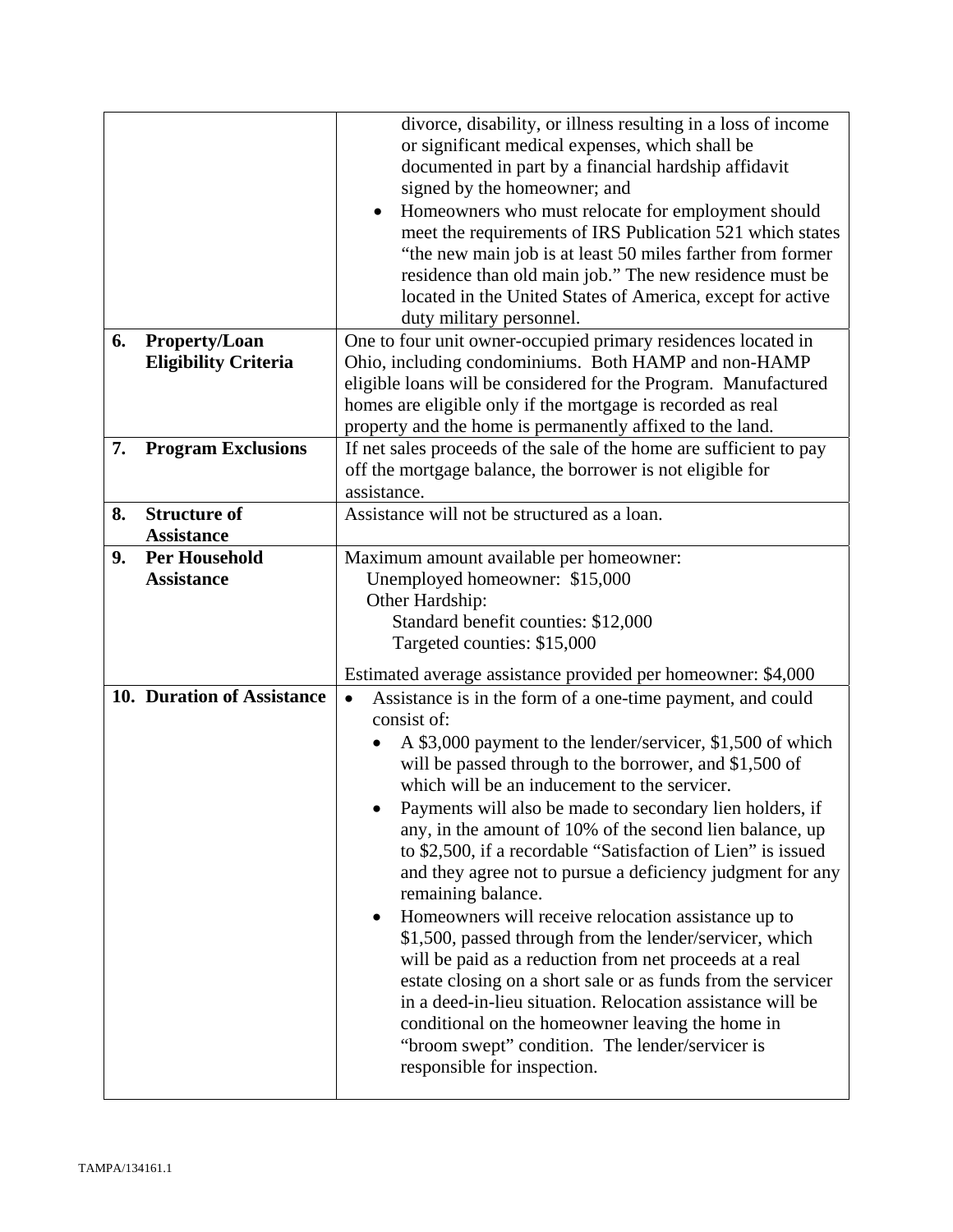| | |
|---|---|
| | divorce, disability, or illness resulting in a loss of income or significant medical expenses, which shall be documented in part by a financial hardship affidavit signed by the homeowner; and<br>• Homeowners who must relocate for employment should meet the requirements of IRS Publication 521 which states "the new main job is at least 50 miles farther from former residence than old main job." The new residence must be located in the United States of America, except for active duty military personnel. |
| **6. Property/Loan Eligibility Criteria** | One to four unit owner-occupied primary residences located in Ohio, including condominiums. Both HAMP and non-HAMP eligible loans will be considered for the Program. Manufactured homes are eligible only if the mortgage is recorded as real property and the home is permanently affixed to the land. |
| **7. Program Exclusions** | If net sales proceeds of the sale of the home are sufficient to pay off the mortgage balance, the borrower is not eligible for assistance. |
| **8. Structure of Assistance** | Assistance will not be structured as a loan. |
| **9. Per Household Assistance** | Maximum amount available per homeowner:<br>Unemployed homeowner: $15,000<br>Other Hardship:<br>Standard benefit counties: $12,000<br>Targeted counties: $15,000<br><br>Estimated average assistance provided per homeowner: $4,000 |
| **10. Duration of Assistance** | • Assistance is in the form of a one-time payment, and could consist of:<br>• A $3,000 payment to the lender/servicer, $1,500 of which will be passed through to the borrower, and $1,500 of which will be an inducement to the servicer.<br>• Payments will also be made to secondary lien holders, if any, in the amount of 10% of the second lien balance, up to $2,500, if a recordable "Satisfaction of Lien" is issued and they agree not to pursue a deficiency judgment for any remaining balance.<br>• Homeowners will receive relocation assistance up to $1,500, passed through from the lender/servicer, which will be paid as a reduction from net proceeds at a real estate closing on a short sale or as funds from the servicer in a deed-in-lieu situation. Relocation assistance will be conditional on the homeowner leaving the home in "broom swept" condition. The lender/servicer is responsible for inspection. |

TAMPA/134161.1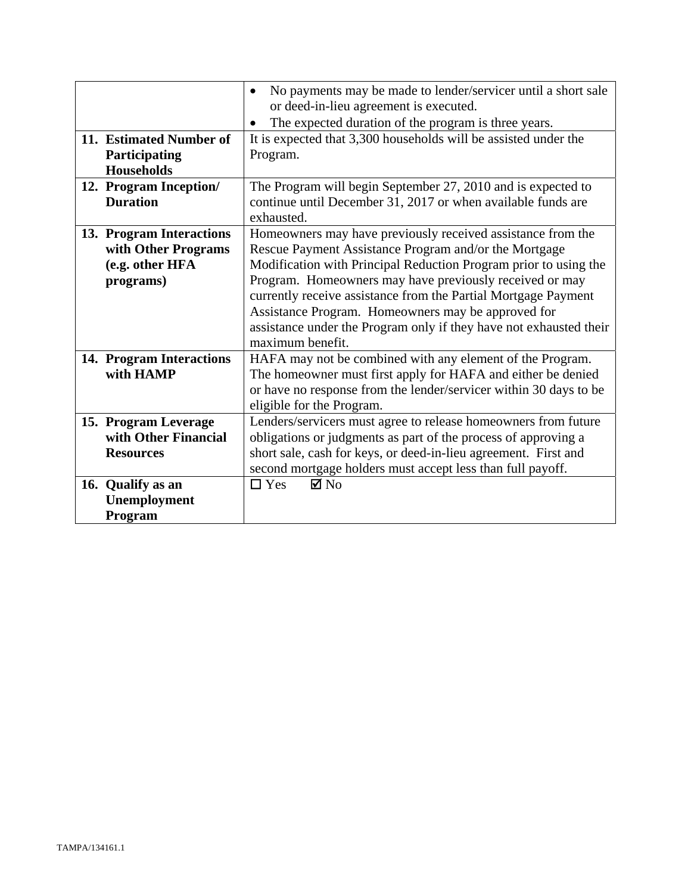| | |
|---|---|
| | • No payments may be made to lender/servicer until a short sale or deed-in-lieu agreement is executed.<br>• The expected duration of the program is three years. |
| **11. Estimated Number of Participating Households** | It is expected that 3,300 households will be assisted under the Program. |
| **12. Program Inception/ Duration** | The Program will begin September 27, 2010 and is expected to continue until December 31, 2017 or when available funds are exhausted. |
| **13. Program Interactions with Other Programs (e.g. other HFA programs)** | Homeowners may have previously received assistance from the Rescue Payment Assistance Program and/or the Mortgage Modification with Principal Reduction Program prior to using the Program. Homeowners may have previously received or may currently receive assistance from the Partial Mortgage Payment Assistance Program. Homeowners may be approved for assistance under the Program only if they have not exhausted their maximum benefit. |
| **14. Program Interactions with HAMP** | HAFA may not be combined with any element of the Program. The homeowner must first apply for HAFA and either be denied or have no response from the lender/servicer within 30 days to be eligible for the Program. |
| **15. Program Leverage with Other Financial Resources** | Lenders/servicers must agree to release homeowners from future obligations or judgments as part of the process of approving a short sale, cash for keys, or deed-in-lieu agreement. First and second mortgage holders must accept less than full payoff. |
| **16. Qualify as an Unemployment Program** | ☐ Yes ☑ No |

TAMPA/134161.1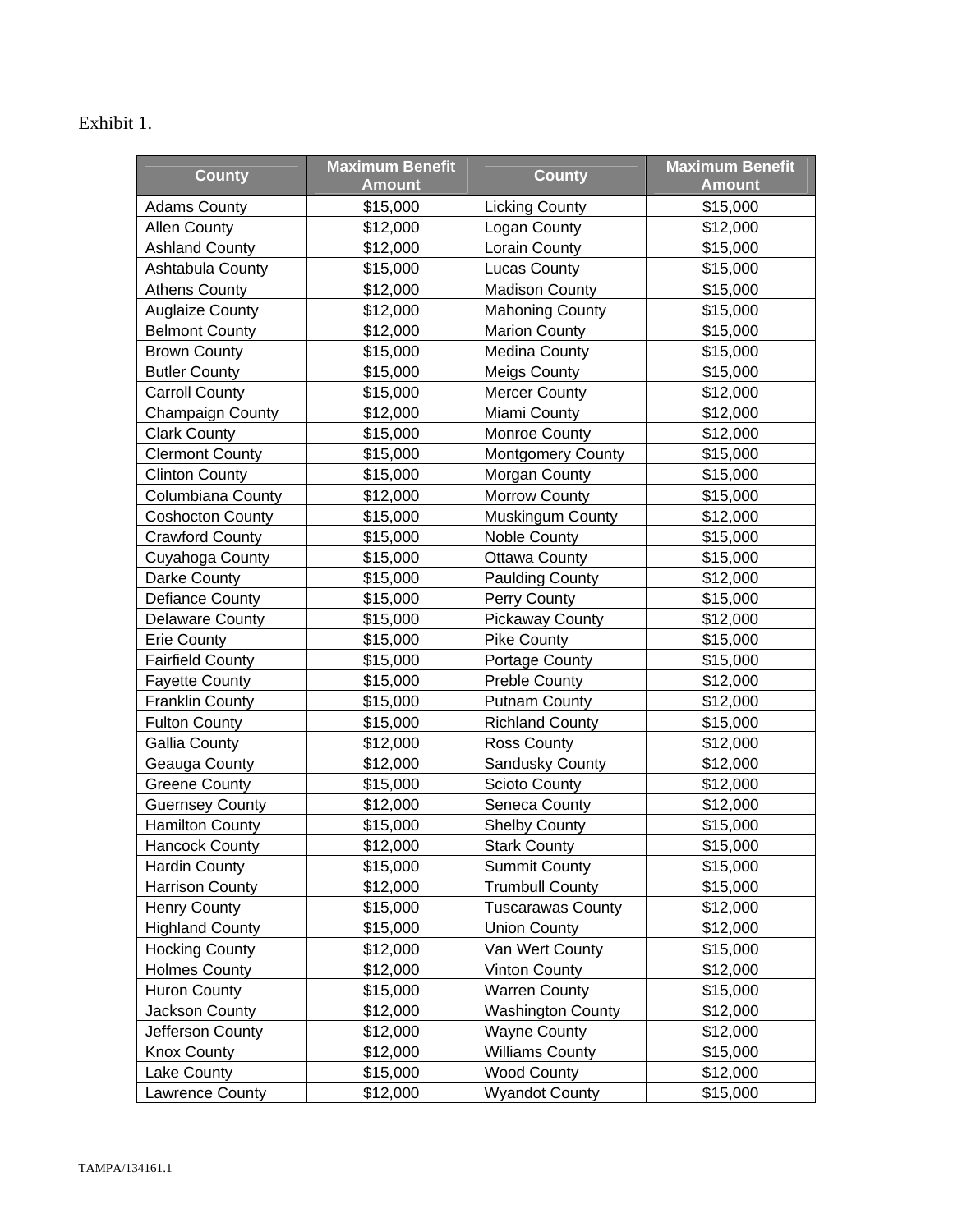Exhibit 1.

| County | Maximum Benefit Amount | County | Maximum Benefit Amount |
|---|---|---|---|
| Adams County | $15,000 | Licking County | $15,000 |
| Allen County | $12,000 | Logan County | $12,000 |
| Ashland County | $12,000 | Lorain County | $15,000 |
| Ashtabula County | $15,000 | Lucas County | $15,000 |
| Athens County | $12,000 | Madison County | $15,000 |
| Auglaize County | $12,000 | Mahoning County | $15,000 |
| Belmont County | $12,000 | Marion County | $15,000 |
| Brown County | $15,000 | Medina County | $15,000 |
| Butler County | $15,000 | Meigs County | $15,000 |
| Carroll County | $15,000 | Mercer County | $12,000 |
| Champaign County | $12,000 | Miami County | $12,000 |
| Clark County | $15,000 | Monroe County | $12,000 |
| Clermont County | $15,000 | Montgomery County | $15,000 |
| Clinton County | $15,000 | Morgan County | $15,000 |
| Columbiana County | $12,000 | Morrow County | $15,000 |
| Coshocton County | $15,000 | Muskingum County | $12,000 |
| Crawford County | $15,000 | Noble County | $15,000 |
| Cuyahoga County | $15,000 | Ottawa County | $15,000 |
| Darke County | $15,000 | Paulding County | $12,000 |
| Defiance County | $15,000 | Perry County | $15,000 |
| Delaware County | $15,000 | Pickaway County | $12,000 |
| Erie County | $15,000 | Pike County | $15,000 |
| Fairfield County | $15,000 | Portage County | $15,000 |
| Fayette County | $15,000 | Preble County | $12,000 |
| Franklin County | $15,000 | Putnam County | $12,000 |
| Fulton County | $15,000 | Richland County | $15,000 |
| Gallia County | $12,000 | Ross County | $12,000 |
| Geauga County | $12,000 | Sandusky County | $12,000 |
| Greene County | $15,000 | Scioto County | $12,000 |
| Guernsey County | $12,000 | Seneca County | $12,000 |
| Hamilton County | $15,000 | Shelby County | $15,000 |
| Hancock County | $12,000 | Stark County | $15,000 |
| Hardin County | $15,000 | Summit County | $15,000 |
| Harrison County | $12,000 | Trumbull County | $15,000 |
| Henry County | $15,000 | Tuscarawas County | $12,000 |
| Highland County | $15,000 | Union County | $12,000 |
| Hocking County | $12,000 | Van Wert County | $15,000 |
| Holmes County | $12,000 | Vinton County | $12,000 |
| Huron County | $15,000 | Warren County | $15,000 |
| Jackson County | $12,000 | Washington County | $12,000 |
| Jefferson County | $12,000 | Wayne County | $12,000 |
| Knox County | $12,000 | Williams County | $15,000 |
| Lake County | $15,000 | Wood County | $12,000 |
| Lawrence County | $12,000 | Wyandot County | $15,000 |

TAMPA/134161.1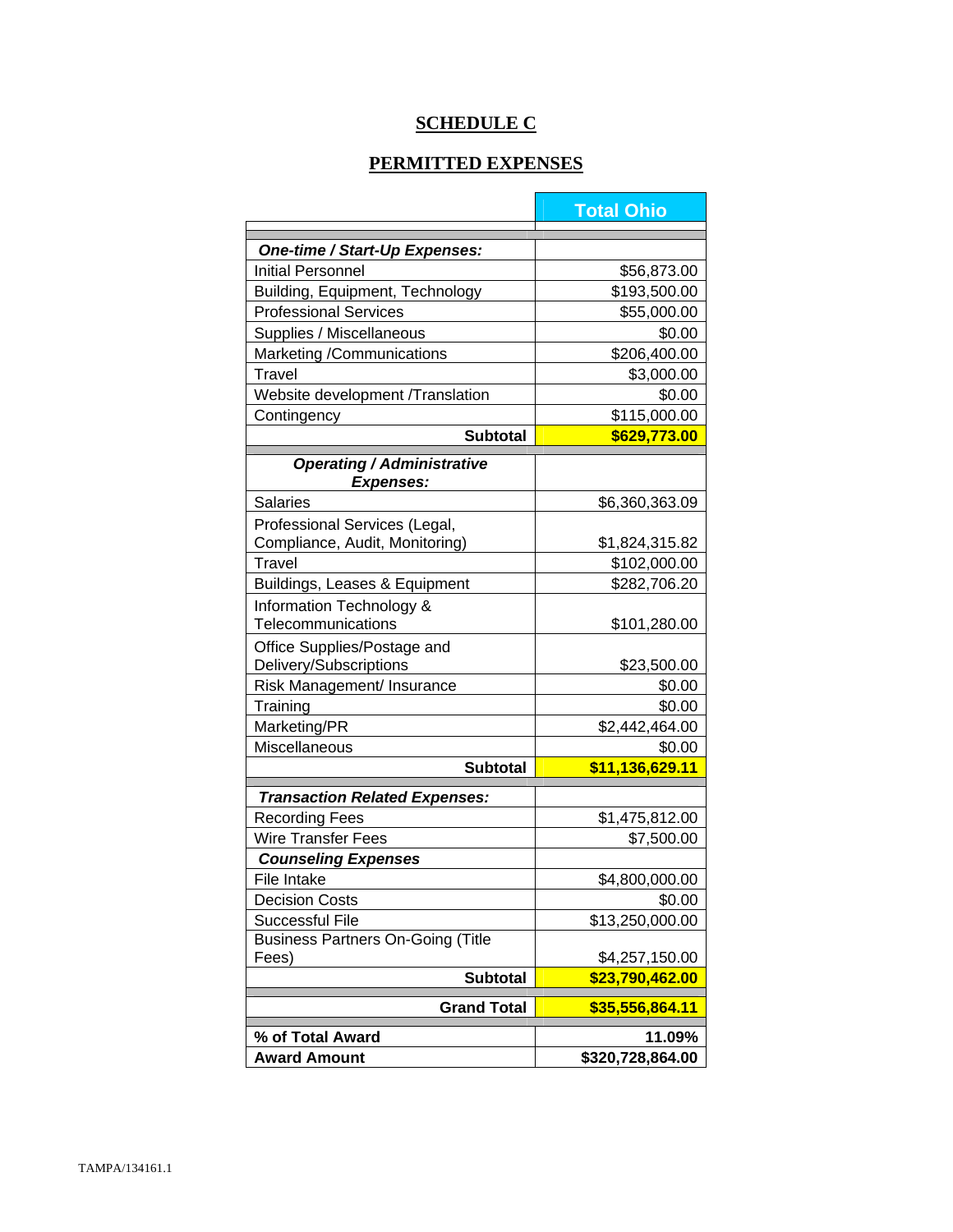## SCHEDULE C

## PERMITTED EXPENSES

| | Total Ohio |
|---|---|
| ***One-time / Start-Up Expenses:*** | |
| Initial Personnel | $56,873.00 |
| Building, Equipment, Technology | $193,500.00 |
| Professional Services | $55,000.00 |
| Supplies / Miscellaneous | $0.00 |
| Marketing /Communications | $206,400.00 |
| Travel | $3,000.00 |
| Website development /Translation | $0.00 |
| Contingency | $115,000.00 |
| **Subtotal** | **$629,773.00** |
| ***Operating / Administrative Expenses:*** | |
| Salaries | $6,360,363.09 |
| Professional Services (Legal, Compliance, Audit, Monitoring) | $1,824,315.82 |
| Travel | $102,000.00 |
| Buildings, Leases & Equipment | $282,706.20 |
| Information Technology & Telecommunications | $101,280.00 |
| Office Supplies/Postage and Delivery/Subscriptions | $23,500.00 |
| Risk Management/ Insurance | $0.00 |
| Training | $0.00 |
| Marketing/PR | $2,442,464.00 |
| Miscellaneous | $0.00 |
| **Subtotal** | **$11,136,629.11** |
| ***Transaction Related Expenses:*** | |
| Recording Fees | $1,475,812.00 |
| Wire Transfer Fees | $7,500.00 |
| ***Counseling Expenses*** | |
| File Intake | $4,800,000.00 |
| Decision Costs | $0.00 |
| Successful File | $13,250,000.00 |
| Business Partners On-Going (Title Fees) | $4,257,150.00 |
| **Subtotal** | **$23,790,462.00** |
| **Grand Total** | **$35,556,864.11** |
| **% of Total Award** | **11.09%** |
| **Award Amount** | **$320,728,864.00** |

TAMPA/134161.1